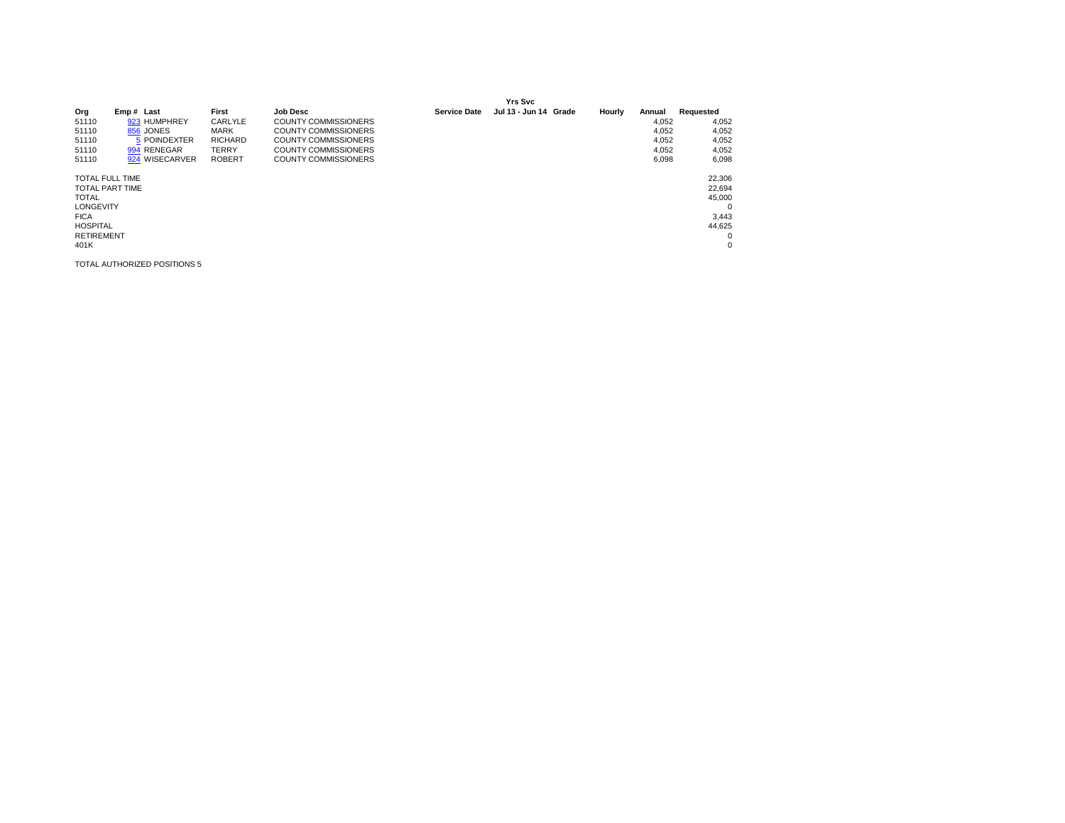| Org | Emp # | Last | First | Job Desc | Service Date | Yrs Svc Jul 13 - Jun 14 | Grade | Hourly | Annual | Requested |
|---|---|---|---|---|---|---|---|---|---|---|
| 51110 | 923 | HUMPHREY | CARLYLE | COUNTY COMMISSIONERS | | | | | 4,052 | 4,052 |
| 51110 | 856 | JONES | MARK | COUNTY COMMISSIONERS | | | | | 4,052 | 4,052 |
| 51110 | 5 | POINDEXTER | RICHARD | COUNTY COMMISSIONERS | | | | | 4,052 | 4,052 |
| 51110 | 994 | RENEGAR | TERRY | COUNTY COMMISSIONERS | | | | | 4,052 | 4,052 |
| 51110 | 924 | WISECARVER | ROBERT | COUNTY COMMISSIONERS | | | | | 6,098 | 6,098 |

| | |
|---|---|
| TOTAL FULL TIME | 22,306 |
| TOTAL PART TIME | 22,694 |
| TOTAL | 45,000 |
| LONGEVITY | 0 |
| FICA | 3,443 |
| HOSPITAL | 44,625 |
| RETIREMENT | 0 |
| 401K | 0 |

TOTAL AUTHORIZED POSITIONS 5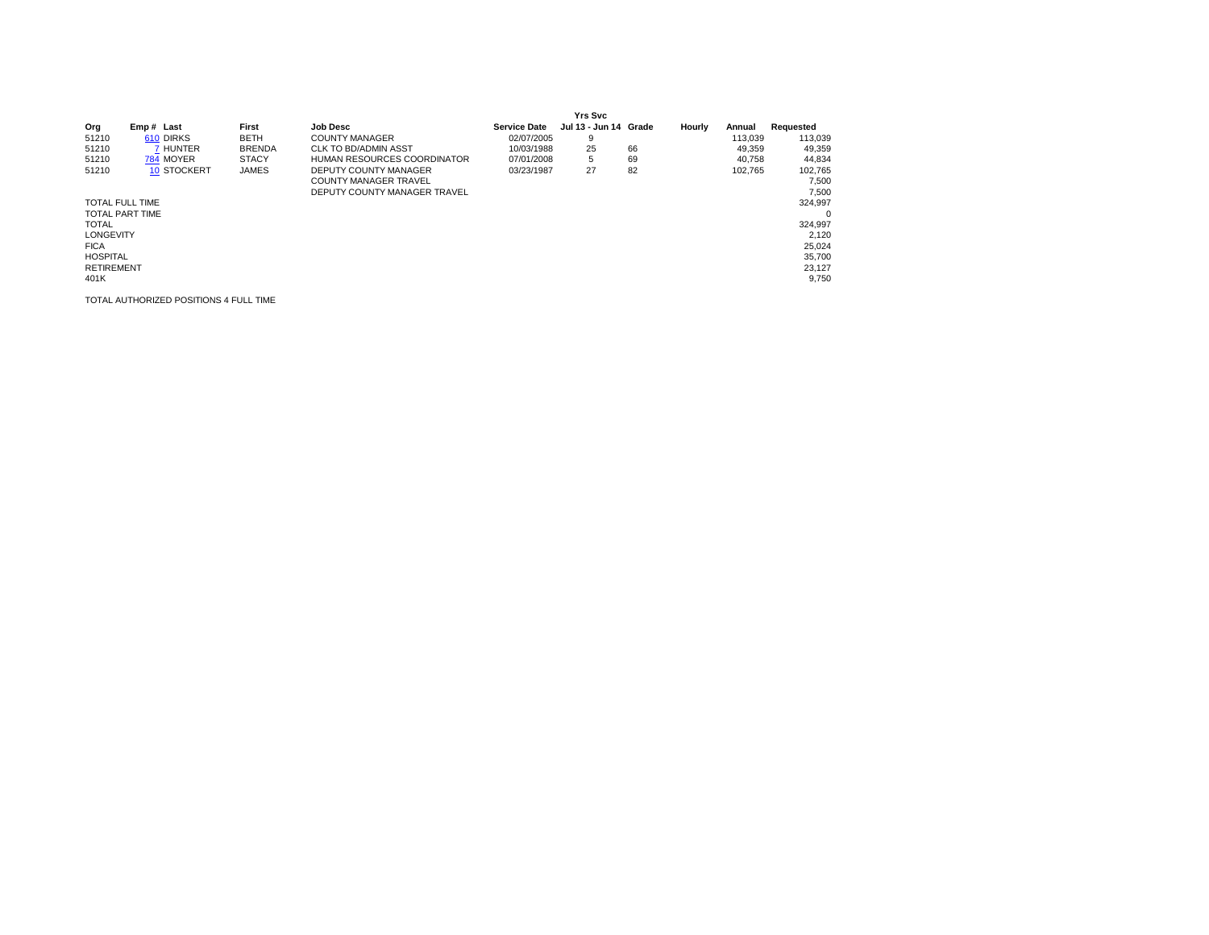| Org | Emp # | Last | First | Job Desc | Service Date | Yrs Svc Jul 13 - Jun 14 | Grade | Hourly | Annual | Requested |
|---|---|---|---|---|---|---|---|---|---|---|
| 51210 | 610 | DIRKS | BETH | COUNTY MANAGER | 02/07/2005 | 9 | | | 113,039 | 113,039 |
| 51210 | 7 | HUNTER | BRENDA | CLK TO BD/ADMIN ASST | 10/03/1988 | 25 | 66 | | 49,359 | 49,359 |
| 51210 | 784 | MOYER | STACY | HUMAN RESOURCES COORDINATOR | 07/01/2008 | 5 | 69 | | 40,758 | 44,834 |
| 51210 | 10 | STOCKERT | JAMES | DEPUTY COUNTY MANAGER | 03/23/1987 | 27 | 82 | | 102,765 | 102,765 |
| | | | | COUNTY MANAGER TRAVEL | | | | | | 7,500 |
| | | | | DEPUTY COUNTY MANAGER TRAVEL | | | | | | 7,500 |
| TOTAL FULL TIME | | | | | | | | | | 324,997 |
| TOTAL PART TIME | | | | | | | | | | 0 |
| TOTAL | | | | | | | | | | 324,997 |
| LONGEVITY | | | | | | | | | | 2,120 |
| FICA | | | | | | | | | | 25,024 |
| HOSPITAL | | | | | | | | | | 35,700 |
| RETIREMENT | | | | | | | | | | 23,127 |
| 401K | | | | | | | | | | 9,750 |

TOTAL AUTHORIZED POSITIONS 4 FULL TIME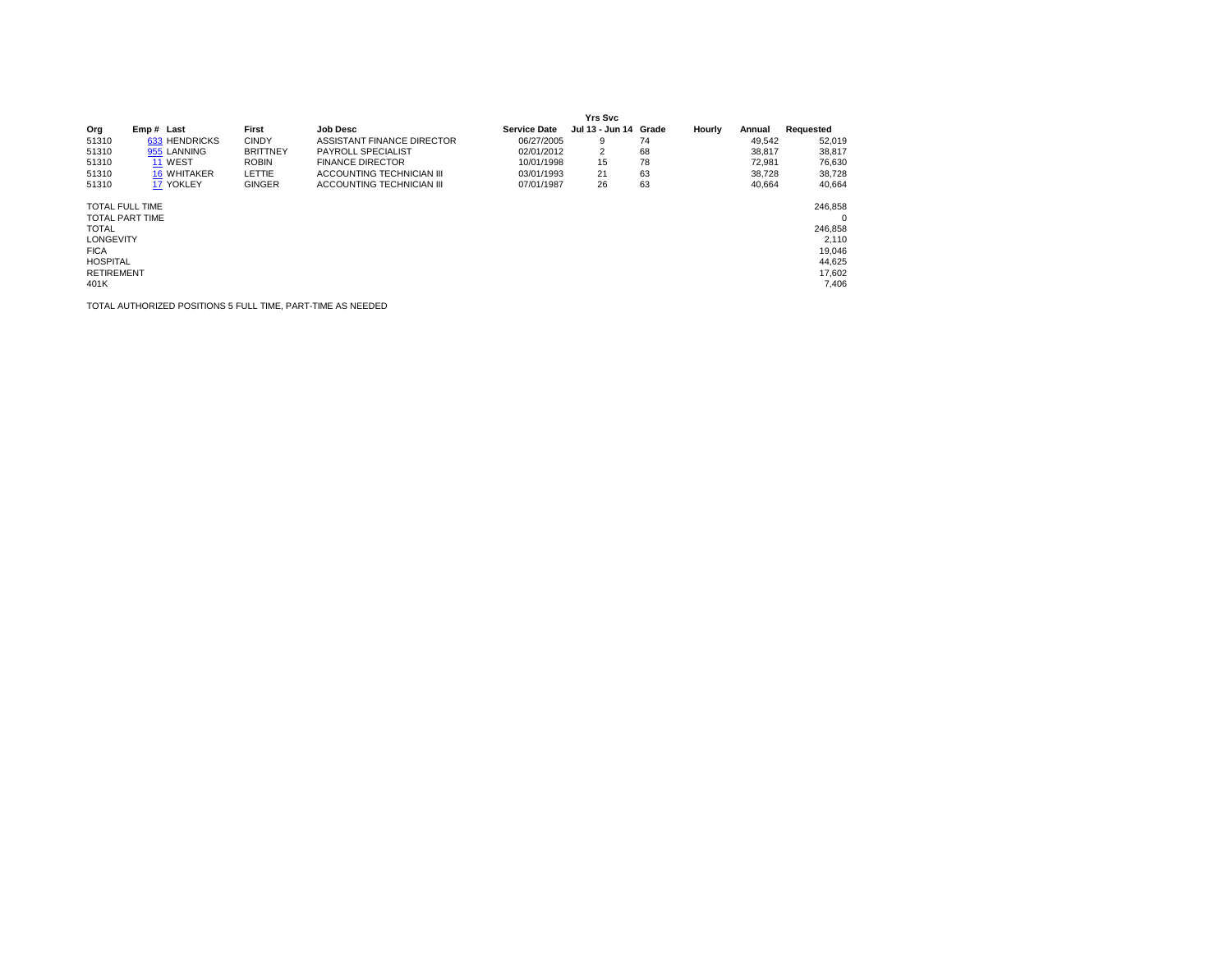| Org | Emp # | Last | First | Job Desc | Service Date | Yrs Svc Jul 13 - Jun 14 | Grade | Hourly | Annual | Requested |
|---|---|---|---|---|---|---|---|---|---|---|
| 51310 | 633 | HENDRICKS | CINDY | ASSISTANT FINANCE DIRECTOR | 06/27/2005 | 9 | 74 | | 49,542 | 52,019 |
| 51310 | 955 | LANNING | BRITTNEY | PAYROLL SPECIALIST | 02/01/2012 | 2 | 68 | | 38,817 | 38,817 |
| 51310 | 11 | WEST | ROBIN | FINANCE DIRECTOR | 10/01/1998 | 15 | 78 | | 72,981 | 76,630 |
| 51310 | 16 | WHITAKER | LETTIE | ACCOUNTING TECHNICIAN III | 03/01/1993 | 21 | 63 | | 38,728 | 38,728 |
| 51310 | 17 | YOKLEY | GINGER | ACCOUNTING TECHNICIAN III | 07/01/1987 | 26 | 63 | | 40,664 | 40,664 |

| | |
|---|---|
| TOTAL FULL TIME | 246,858 |
| TOTAL PART TIME | 0 |
| TOTAL | 246,858 |
| LONGEVITY | 2,110 |
| FICA | 19,046 |
| HOSPITAL | 44,625 |
| RETIREMENT | 17,602 |
| 401K | 7,406 |

TOTAL AUTHORIZED POSITIONS 5 FULL TIME, PART-TIME AS NEEDED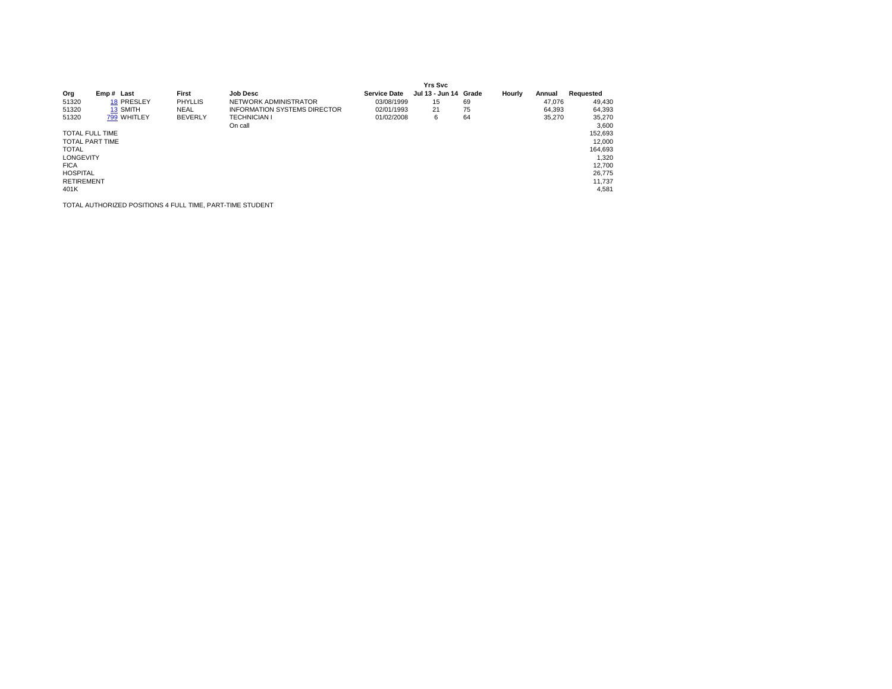| Org | Emp # | Last | First | Job Desc | Service Date | Yrs Svc Jul 13 - Jun 14 | Grade | Hourly | Annual | Requested |
|---|---|---|---|---|---|---|---|---|---|---|
| 51320 | 18 | PRESLEY | PHYLLIS | NETWORK ADMINISTRATOR | 03/08/1999 | 15 | 69 | | 47,076 | 49,430 |
| 51320 | 13 | SMITH | NEAL | INFORMATION SYSTEMS DIRECTOR | 02/01/1993 | 21 | 75 | | 64,393 | 64,393 |
| 51320 | 799 | WHITLEY | BEVERLY | TECHNICIAN I | 01/02/2008 | 6 | 64 | | 35,270 | 35,270 |
| | | | | On call | | | | | | 3,600 |
| TOTAL FULL TIME | | | | | | | | | | 152,693 |
| TOTAL PART TIME | | | | | | | | | | 12,000 |
| TOTAL | | | | | | | | | | 164,693 |
| LONGEVITY | | | | | | | | | | 1,320 |
| FICA | | | | | | | | | | 12,700 |
| HOSPITAL | | | | | | | | | | 26,775 |
| RETIREMENT | | | | | | | | | | 11,737 |
| 401K | | | | | | | | | | 4,581 |

TOTAL AUTHORIZED POSITIONS 4 FULL TIME, PART-TIME STUDENT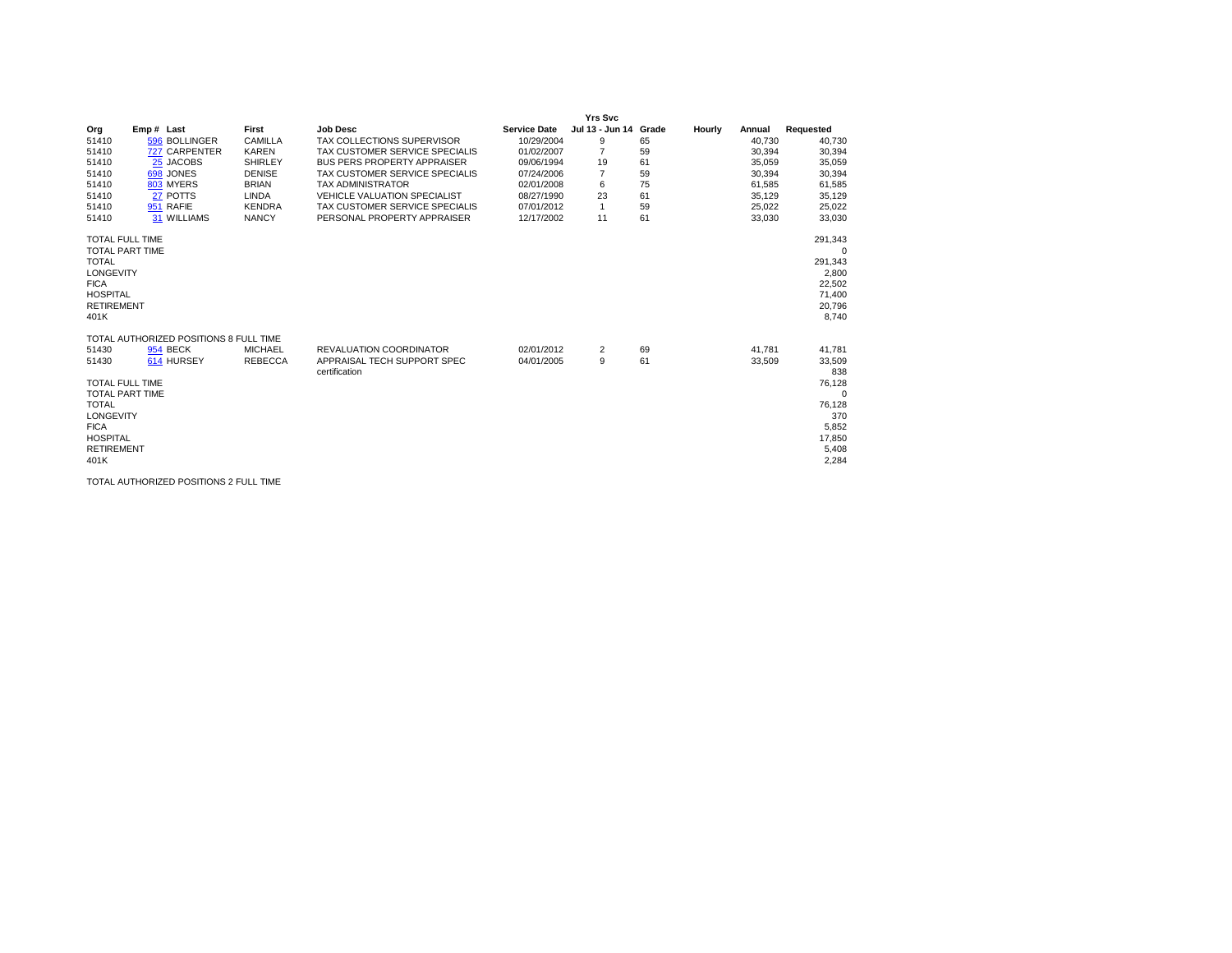| Org | Emp # | Last | First | Job Desc | Service Date | Yrs Svc Jul 13 - Jun 14 | Grade | Hourly | Annual | Requested |
|---|---|---|---|---|---|---|---|---|---|---|
| 51410 | 596 | BOLLINGER | CAMILLA | TAX COLLECTIONS SUPERVISOR | 10/29/2004 | 9 | 65 | | 40,730 | 40,730 |
| 51410 | 727 | CARPENTER | KAREN | TAX CUSTOMER SERVICE SPECIALIS | 01/02/2007 | 7 | 59 | | 30,394 | 30,394 |
| 51410 | 25 | JACOBS | SHIRLEY | BUS PERS PROPERTY APPRAISER | 09/06/1994 | 19 | 61 | | 35,059 | 35,059 |
| 51410 | 698 | JONES | DENISE | TAX CUSTOMER SERVICE SPECIALIS | 07/24/2006 | 7 | 59 | | 30,394 | 30,394 |
| 51410 | 803 | MYERS | BRIAN | TAX ADMINISTRATOR | 02/01/2008 | 6 | 75 | | 61,585 | 61,585 |
| 51410 | 27 | POTTS | LINDA | VEHICLE VALUATION SPECIALIST | 08/27/1990 | 23 | 61 | | 35,129 | 35,129 |
| 51410 | 951 | RAFIE | KENDRA | TAX CUSTOMER SERVICE SPECIALIS | 07/01/2012 | 1 | 59 | | 25,022 | 25,022 |
| 51410 | 31 | WILLIAMS | NANCY | PERSONAL PROPERTY APPRAISER | 12/17/2002 | 11 | 61 | | 33,030 | 33,030 |
| TOTAL FULL TIME | | | | | | | | | | 291,343 |
| TOTAL PART TIME | | | | | | | | | | 0 |
| TOTAL | | | | | | | | | | 291,343 |
| LONGEVITY | | | | | | | | | | 2,800 |
| FICA | | | | | | | | | | 22,502 |
| HOSPITAL | | | | | | | | | | 71,400 |
| RETIREMENT | | | | | | | | | | 20,796 |
| 401K | | | | | | | | | | 8,740 |
| TOTAL AUTHORIZED POSITIONS 8 FULL TIME | | | | | | | | | | |
| 51430 | 954 | BECK | MICHAEL | REVALUATION COORDINATOR | 02/01/2012 | 2 | 69 | | 41,781 | 41,781 |
| 51430 | 614 | HURSEY | REBECCA | APPRAISAL TECH SUPPORT SPEC | 04/01/2005 | 9 | 61 | | 33,509 | 33,509 |
| | | | | certification | | | | | | 838 |
| TOTAL FULL TIME | | | | | | | | | | 76,128 |
| TOTAL PART TIME | | | | | | | | | | 0 |
| TOTAL | | | | | | | | | | 76,128 |
| LONGEVITY | | | | | | | | | | 370 |
| FICA | | | | | | | | | | 5,852 |
| HOSPITAL | | | | | | | | | | 17,850 |
| RETIREMENT | | | | | | | | | | 5,408 |
| 401K | | | | | | | | | | 2,284 |
| TOTAL AUTHORIZED POSITIONS 2 FULL TIME | | | | | | | | | | |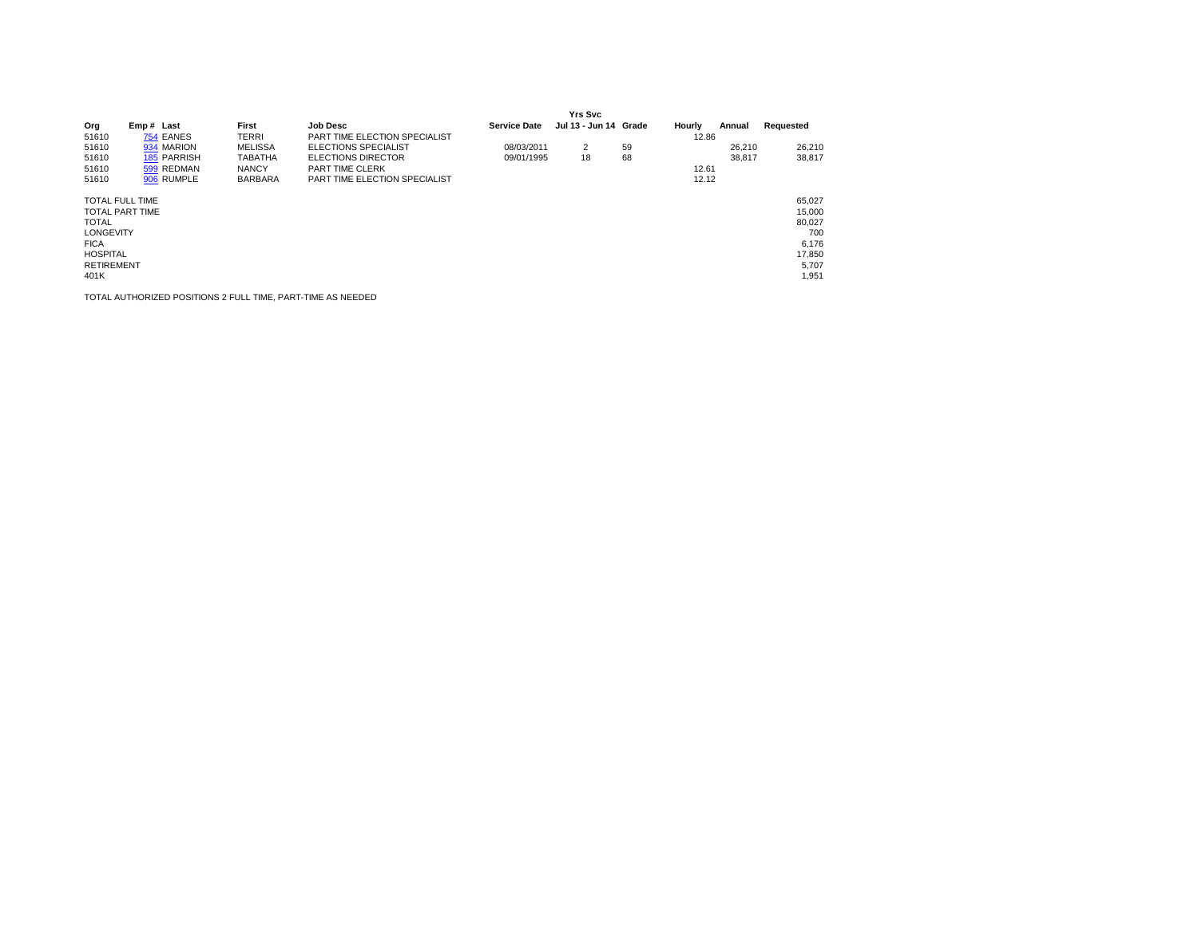| Org | Emp # | Last | First | Job Desc | Service Date | Yrs Svc Jul 13 - Jun 14 | Grade | Hourly | Annual | Requested |
|---|---|---|---|---|---|---|---|---|---|---|
| 51610 | 754 | EANES | TERRI | PART TIME ELECTION SPECIALIST | | | | 12.86 | | |
| 51610 | 934 | MARION | MELISSA | ELECTIONS SPECIALIST | 08/03/2011 | 2 | 59 | | 26,210 | 26,210 |
| 51610 | 185 | PARRISH | TABATHA | ELECTIONS DIRECTOR | 09/01/1995 | 18 | 68 | | 38,817 | 38,817 |
| 51610 | 599 | REDMAN | NANCY | PART TIME CLERK | | | | 12.61 | | |
| 51610 | 906 | RUMPLE | BARBARA | PART TIME ELECTION SPECIALIST | | | | 12.12 | | |

| | |
|---|---|
| TOTAL FULL TIME | 65,027 |
| TOTAL PART TIME | 15,000 |
| TOTAL | 80,027 |
| LONGEVITY | 700 |
| FICA | 6,176 |
| HOSPITAL | 17,850 |
| RETIREMENT | 5,707 |
| 401K | 1,951 |

TOTAL AUTHORIZED POSITIONS 2 FULL TIME, PART-TIME AS NEEDED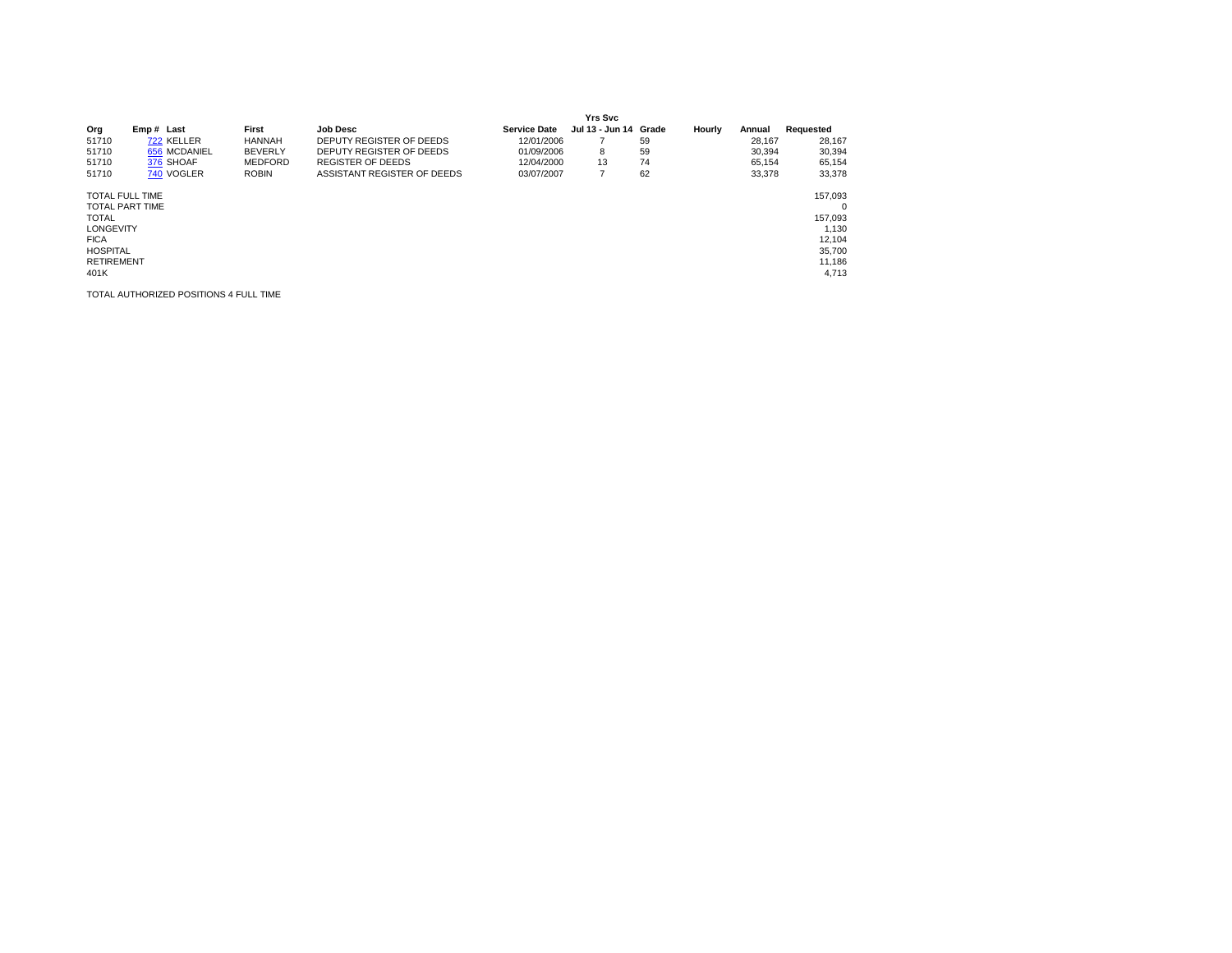| Org | Emp # | Last | First | Job Desc | Service Date | Yrs Svc Jul 13 - Jun 14 | Grade | Hourly | Annual | Requested |
|---|---|---|---|---|---|---|---|---|---|---|
| 51710 | 722 | KELLER | HANNAH | DEPUTY REGISTER OF DEEDS | 12/01/2006 | 7 | 59 | | 28,167 | 28,167 |
| 51710 | 656 | MCDANIEL | BEVERLY | DEPUTY REGISTER OF DEEDS | 01/09/2006 | 8 | 59 | | 30,394 | 30,394 |
| 51710 | 376 | SHOAF | MEDFORD | REGISTER OF DEEDS | 12/04/2000 | 13 | 74 | | 65,154 | 65,154 |
| 51710 | 740 | VOGLER | ROBIN | ASSISTANT REGISTER OF DEEDS | 03/07/2007 | 7 | 62 | | 33,378 | 33,378 |

| | |
|---|---|
| TOTAL FULL TIME | 157,093 |
| TOTAL PART TIME | 0 |
| TOTAL | 157,093 |
| LONGEVITY | 1,130 |
| FICA | 12,104 |
| HOSPITAL | 35,700 |
| RETIREMENT | 11,186 |
| 401K | 4,713 |

TOTAL AUTHORIZED POSITIONS 4 FULL TIME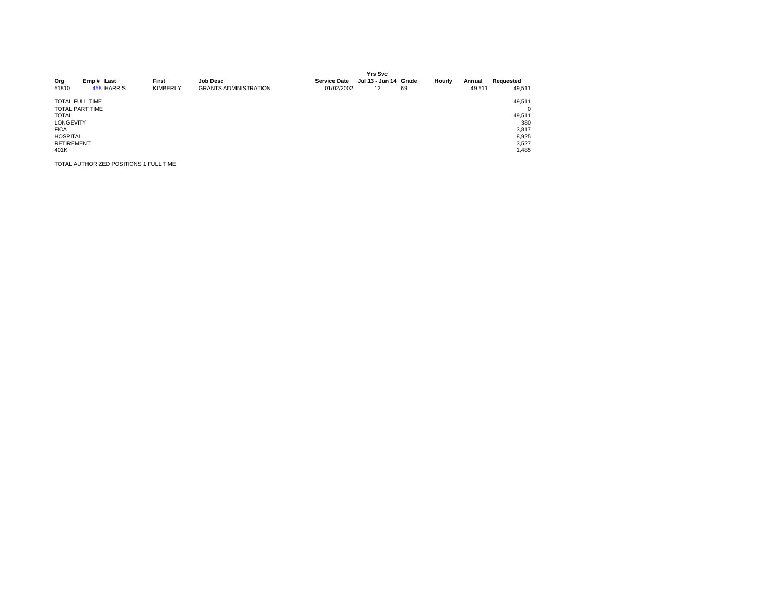| Org | Emp # | Last | First | Job Desc | Service Date | Yrs Svc Jul 13 - Jun 14 | Grade | Hourly | Annual | Requested |
|---|---|---|---|---|---|---|---|---|---|---|
| 51810 | 458 | HARRIS | KIMBERLY | GRANTS ADMINISTRATION | 01/02/2002 | 12 | 69 | | 49,511 | 49,511 |

| | |
|---|---|
| TOTAL FULL TIME | 49,511 |
| TOTAL PART TIME | 0 |
| TOTAL | 49,511 |
| LONGEVITY | 380 |
| FICA | 3,817 |
| HOSPITAL | 8,925 |
| RETIREMENT | 3,527 |
| 401K | 1,485 |

TOTAL AUTHORIZED POSITIONS 1 FULL TIME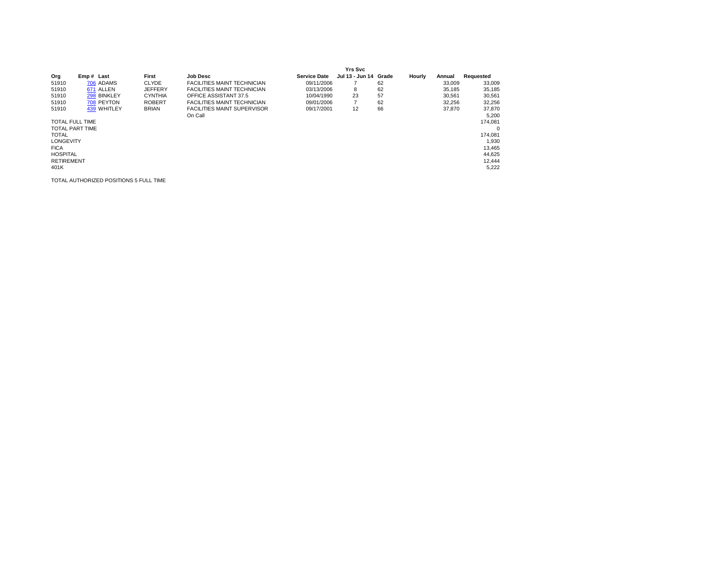| Org | Emp # | Last | First | Job Desc | Service Date | Yrs Svc Jul 13 - Jun 14 | Grade | Hourly | Annual | Requested |
|---|---|---|---|---|---|---|---|---|---|---|
| 51910 | 706 | ADAMS | CLYDE | FACILITIES MAINT TECHNICIAN | 09/11/2006 | 7 | 62 | | 33,009 | 33,009 |
| 51910 | 671 | ALLEN | JEFFERY | FACILITIES MAINT TECHNICIAN | 03/13/2006 | 8 | 62 | | 35,185 | 35,185 |
| 51910 | 298 | BINKLEY | CYNTHIA | OFFICE ASSISTANT 37.5 | 10/04/1990 | 23 | 57 | | 30,561 | 30,561 |
| 51910 | 708 | PEYTON | ROBERT | FACILITIES MAINT TECHNICIAN | 09/01/2006 | 7 | 62 | | 32,256 | 32,256 |
| 51910 | 439 | WHITLEY | BRIAN | FACILITIES MAINT SUPERVISOR | 09/17/2001 | 12 | 66 | | 37,870 | 37,870 |
| | | | | On Call | | | | | | 5,200 |
| TOTAL FULL TIME | | | | | | | | | | 174,081 |
| TOTAL PART TIME | | | | | | | | | | 0 |
| TOTAL | | | | | | | | | | 174,081 |
| LONGEVITY | | | | | | | | | | 1,930 |
| FICA | | | | | | | | | | 13,465 |
| HOSPITAL | | | | | | | | | | 44,625 |
| RETIREMENT | | | | | | | | | | 12,444 |
| 401K | | | | | | | | | | 5,222 |

TOTAL AUTHORIZED POSITIONS 5 FULL TIME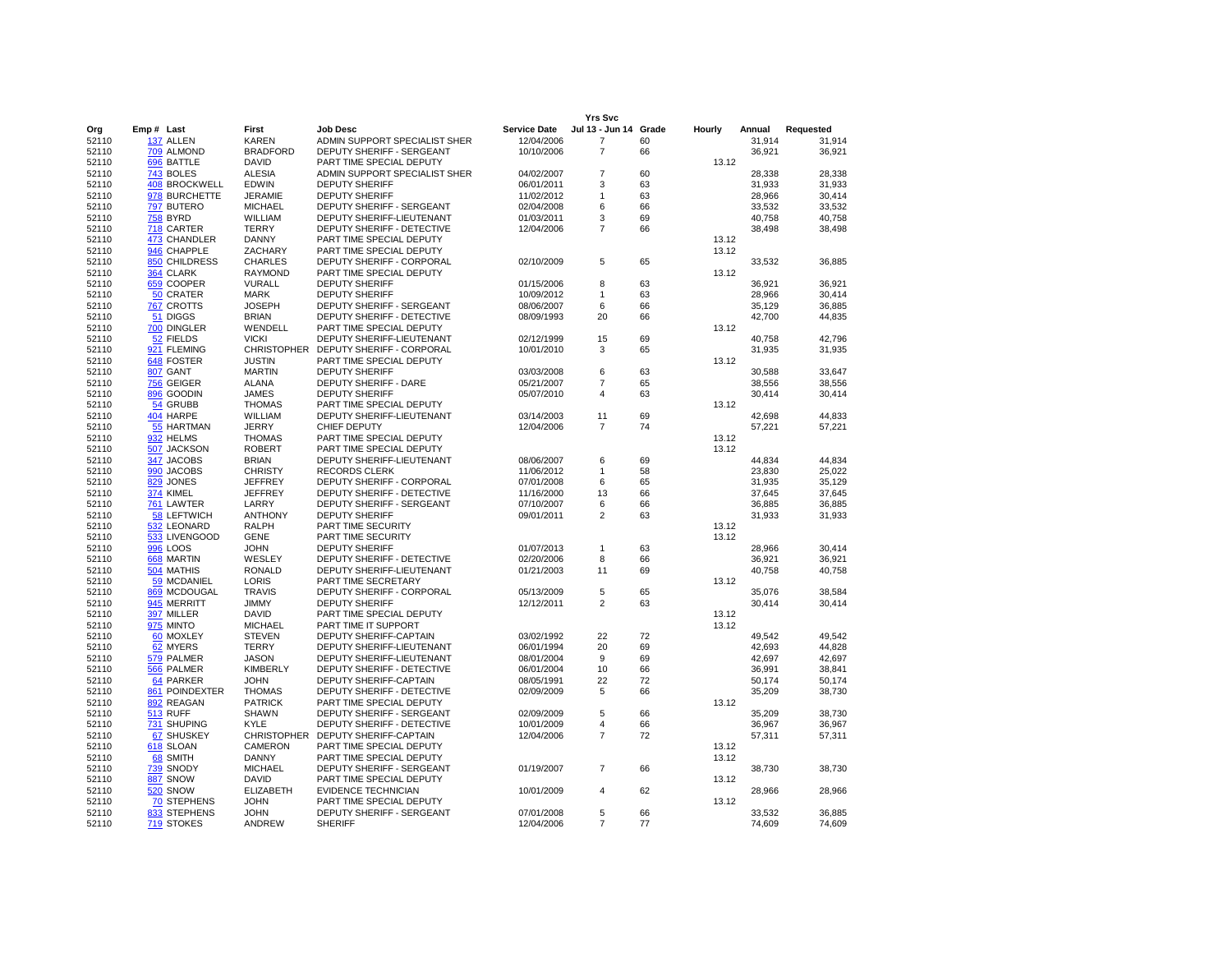| Org | Emp # | Last | First | Job Desc | Service Date | Yrs Svc Jul 13 - Jun 14 | Grade | Hourly | Annual | Requested |
|---|---|---|---|---|---|---|---|---|---|---|
| 52110 | 137 | ALLEN | KAREN | ADMIN SUPPORT SPECIALIST SHER | 12/04/2006 | 7 | 60 | | 31,914 | 31,914 |
| 52110 | 709 | ALMOND | BRADFORD | DEPUTY SHERIFF - SERGEANT | 10/10/2006 | 7 | 66 | | 36,921 | 36,921 |
| 52110 | 696 | BATTLE | DAVID | PART TIME SPECIAL DEPUTY | | | | 13.12 | | |
| 52110 | 743 | BOLES | ALESIA | ADMIN SUPPORT SPECIALIST SHER | 04/02/2007 | 7 | 60 | | 28,338 | 28,338 |
| 52110 | 408 | BROCKWELL | EDWIN | DEPUTY SHERIFF | 06/01/2011 | 3 | 63 | | 31,933 | 31,933 |
| 52110 | 978 | BURCHETTE | JERAMIE | DEPUTY SHERIFF | 11/02/2012 | 1 | 63 | | 28,966 | 30,414 |
| 52110 | 797 | BUTERO | MICHAEL | DEPUTY SHERIFF - SERGEANT | 02/04/2008 | 6 | 66 | | 33,532 | 33,532 |
| 52110 | 758 | BYRD | WILLIAM | DEPUTY SHERIFF-LIEUTENANT | 01/03/2011 | 3 | 69 | | 40,758 | 40,758 |
| 52110 | 718 | CARTER | TERRY | DEPUTY SHERIFF - DETECTIVE | 12/04/2006 | 7 | 66 | | 38,498 | 38,498 |
| 52110 | 473 | CHANDLER | DANNY | PART TIME SPECIAL DEPUTY | | | | 13.12 | | |
| 52110 | 946 | CHAPPLE | ZACHARY | PART TIME SPECIAL DEPUTY | | | | 13.12 | | |
| 52110 | 850 | CHILDRESS | CHARLES | DEPUTY SHERIFF - CORPORAL | 02/10/2009 | 5 | 65 | | 33,532 | 36,885 |
| 52110 | 364 | CLARK | RAYMOND | PART TIME SPECIAL DEPUTY | | | | 13.12 | | |
| 52110 | 659 | COOPER | VURALL | DEPUTY SHERIFF | 01/15/2006 | 8 | 63 | | 36,921 | 36,921 |
| 52110 | 50 | CRATER | MARK | DEPUTY SHERIFF | 10/09/2012 | 1 | 63 | | 28,966 | 30,414 |
| 52110 | 767 | CROTTS | JOSEPH | DEPUTY SHERIFF - SERGEANT | 08/06/2007 | 6 | 66 | | 35,129 | 36,885 |
| 52110 | 51 | DIGGS | BRIAN | DEPUTY SHERIFF - DETECTIVE | 08/09/1993 | 20 | 66 | | 42,700 | 44,835 |
| 52110 | 700 | DINGLER | WENDELL | PART TIME SPECIAL DEPUTY | | | | 13.12 | | |
| 52110 | 52 | FIELDS | VICKI | DEPUTY SHERIFF-LIEUTENANT | 02/12/1999 | 15 | 69 | | 40,758 | 42,796 |
| 52110 | 921 | FLEMING | CHRISTOPHER | DEPUTY SHERIFF - CORPORAL | 10/01/2010 | 3 | 65 | | 31,935 | 31,935 |
| 52110 | 648 | FOSTER | JUSTIN | PART TIME SPECIAL DEPUTY | | | | 13.12 | | |
| 52110 | 807 | GANT | MARTIN | DEPUTY SHERIFF | 03/03/2008 | 6 | 63 | | 30,588 | 33,647 |
| 52110 | 756 | GEIGER | ALANA | DEPUTY SHERIFF - DARE | 05/21/2007 | 7 | 65 | | 38,556 | 38,556 |
| 52110 | 896 | GOODIN | JAMES | DEPUTY SHERIFF | 05/07/2010 | 4 | 63 | | 30,414 | 30,414 |
| 52110 | 54 | GRUBB | THOMAS | PART TIME SPECIAL DEPUTY | | | | 13.12 | | |
| 52110 | 404 | HARPE | WILLIAM | DEPUTY SHERIFF-LIEUTENANT | 03/14/2003 | 11 | 69 | | 42,698 | 44,833 |
| 52110 | 55 | HARTMAN | JERRY | CHIEF DEPUTY | 12/04/2006 | 7 | 74 | | 57,221 | 57,221 |
| 52110 | 932 | HELMS | THOMAS | PART TIME SPECIAL DEPUTY | | | | 13.12 | | |
| 52110 | 507 | JACKSON | ROBERT | PART TIME SPECIAL DEPUTY | | | | 13.12 | | |
| 52110 | 347 | JACOBS | BRIAN | DEPUTY SHERIFF-LIEUTENANT | 08/06/2007 | 6 | 69 | | 44,834 | 44,834 |
| 52110 | 990 | JACOBS | CHRISTY | RECORDS CLERK | 11/06/2012 | 1 | 58 | | 23,830 | 25,022 |
| 52110 | 829 | JONES | JEFFREY | DEPUTY SHERIFF - CORPORAL | 07/01/2008 | 6 | 65 | | 31,935 | 35,129 |
| 52110 | 374 | KIMEL | JEFFREY | DEPUTY SHERIFF - DETECTIVE | 11/16/2000 | 13 | 66 | | 37,645 | 37,645 |
| 52110 | 761 | LAWTER | LARRY | DEPUTY SHERIFF - SERGEANT | 07/10/2007 | 6 | 66 | | 36,885 | 36,885 |
| 52110 | 58 | LEFTWICH | ANTHONY | DEPUTY SHERIFF | 09/01/2011 | 2 | 63 | | 31,933 | 31,933 |
| 52110 | 532 | LEONARD | RALPH | PART TIME SECURITY | | | | 13.12 | | |
| 52110 | 533 | LIVENGOOD | GENE | PART TIME SECURITY | | | | 13.12 | | |
| 52110 | 996 | LOOS | JOHN | DEPUTY SHERIFF | 01/07/2013 | 1 | 63 | | 28,966 | 30,414 |
| 52110 | 668 | MARTIN | WESLEY | DEPUTY SHERIFF - DETECTIVE | 02/20/2006 | 8 | 66 | | 36,921 | 36,921 |
| 52110 | 504 | MATHIS | RONALD | DEPUTY SHERIFF-LIEUTENANT | 01/21/2003 | 11 | 69 | | 40,758 | 40,758 |
| 52110 | 59 | MCDANIEL | LORIS | PART TIME SECRETARY | | | | 13.12 | | |
| 52110 | 869 | MCDOUGAL | TRAVIS | DEPUTY SHERIFF - CORPORAL | 05/13/2009 | 5 | 65 | | 35,076 | 38,584 |
| 52110 | 945 | MERRITT | JIMMY | DEPUTY SHERIFF | 12/12/2011 | 2 | 63 | | 30,414 | 30,414 |
| 52110 | 397 | MILLER | DAVID | PART TIME SPECIAL DEPUTY | | | | 13.12 | | |
| 52110 | 975 | MINTO | MICHAEL | PART TIME IT SUPPORT | | | | 13.12 | | |
| 52110 | 60 | MOXLEY | STEVEN | DEPUTY SHERIFF-CAPTAIN | 03/02/1992 | 22 | 72 | | 49,542 | 49,542 |
| 52110 | 62 | MYERS | TERRY | DEPUTY SHERIFF-LIEUTENANT | 06/01/1994 | 20 | 69 | | 42,693 | 44,828 |
| 52110 | 579 | PALMER | JASON | DEPUTY SHERIFF-LIEUTENANT | 08/01/2004 | 9 | 69 | | 42,697 | 42,697 |
| 52110 | 566 | PALMER | KIMBERLY | DEPUTY SHERIFF - DETECTIVE | 06/01/2004 | 10 | 66 | | 36,991 | 38,841 |
| 52110 | 64 | PARKER | JOHN | DEPUTY SHERIFF-CAPTAIN | 08/05/1991 | 22 | 72 | | 50,174 | 50,174 |
| 52110 | 861 | POINDEXTER | THOMAS | DEPUTY SHERIFF - DETECTIVE | 02/09/2009 | 5 | 66 | | 35,209 | 38,730 |
| 52110 | 892 | REAGAN | PATRICK | PART TIME SPECIAL DEPUTY | | | | 13.12 | | |
| 52110 | 513 | RUFF | SHAWN | DEPUTY SHERIFF - SERGEANT | 02/09/2009 | 5 | 66 | | 35,209 | 38,730 |
| 52110 | 731 | SHUPING | KYLE | DEPUTY SHERIFF - DETECTIVE | 10/01/2009 | 4 | 66 | | 36,967 | 36,967 |
| 52110 | 67 | SHUSKEY | CHRISTOPHER | DEPUTY SHERIFF-CAPTAIN | 12/04/2006 | 7 | 72 | | 57,311 | 57,311 |
| 52110 | 618 | SLOAN | CAMERON | PART TIME SPECIAL DEPUTY | | | | 13.12 | | |
| 52110 | 68 | SMITH | DANNY | PART TIME SPECIAL DEPUTY | | | | 13.12 | | |
| 52110 | 739 | SNODY | MICHAEL | DEPUTY SHERIFF - SERGEANT | 01/19/2007 | 7 | 66 | | 38,730 | 38,730 |
| 52110 | 887 | SNOW | DAVID | PART TIME SPECIAL DEPUTY | | | | 13.12 | | |
| 52110 | 520 | SNOW | ELIZABETH | EVIDENCE TECHNICIAN | 10/01/2009 | 4 | 62 | | 28,966 | 28,966 |
| 52110 | 70 | STEPHENS | JOHN | PART TIME SPECIAL DEPUTY | | | | 13.12 | | |
| 52110 | 833 | STEPHENS | JOHN | DEPUTY SHERIFF - SERGEANT | 07/01/2008 | 5 | 66 | | 33,532 | 36,885 |
| 52110 | 719 | STOKES | ANDREW | SHERIFF | 12/04/2006 | 7 | 77 | | 74,609 | 74,609 |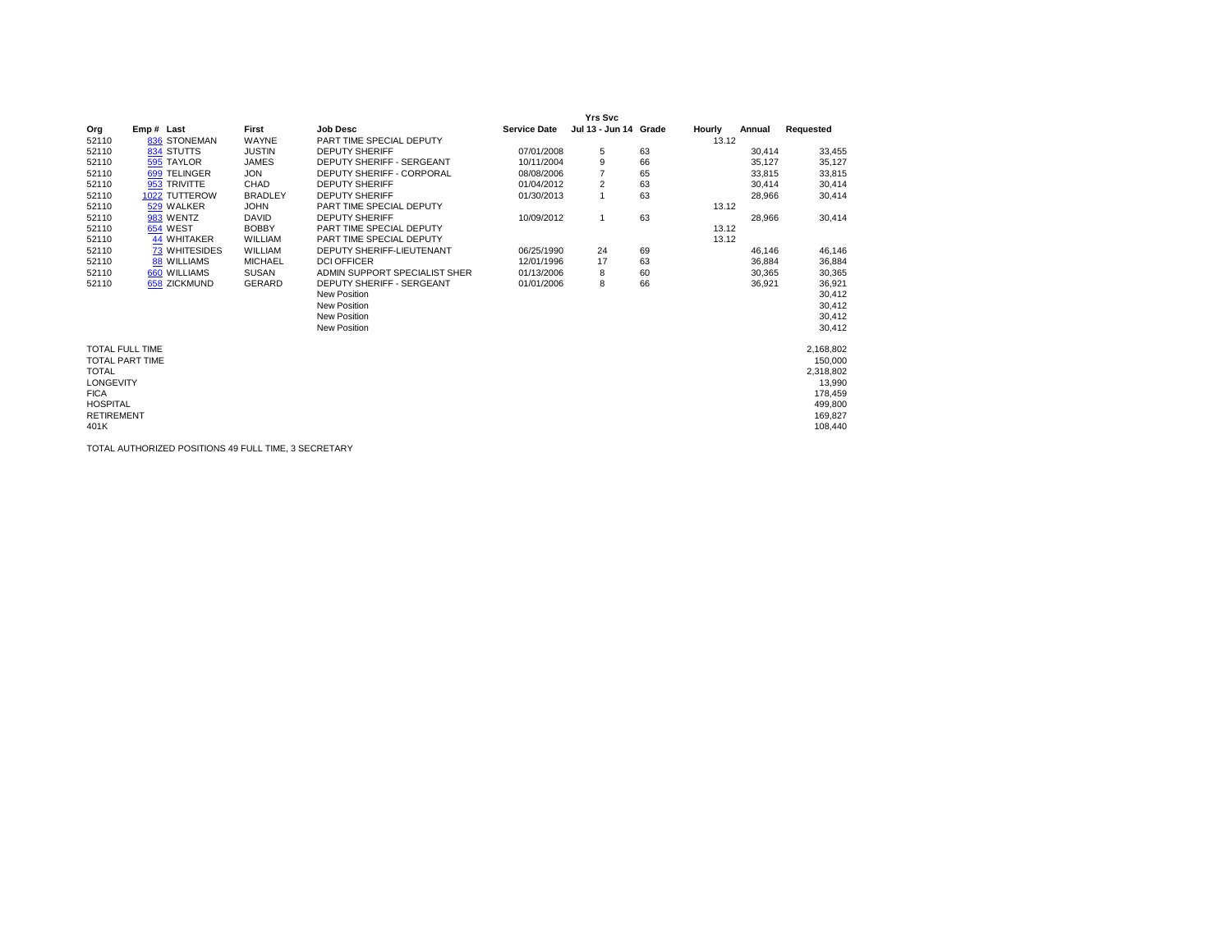| Org | Emp # | Last | First | Job Desc | Service Date | Yrs Svc Jul 13 - Jun 14 | Grade | Hourly | Annual | Requested |
|---|---|---|---|---|---|---|---|---|---|---|
| 52110 | 836 | STONEMAN | WAYNE | PART TIME SPECIAL DEPUTY | | | | 13.12 | | |
| 52110 | 834 | STUTTS | JUSTIN | DEPUTY SHERIFF | 07/01/2008 | 5 | 63 | | 30,414 | 33,455 |
| 52110 | 595 | TAYLOR | JAMES | DEPUTY SHERIFF - SERGEANT | 10/11/2004 | 9 | 66 | | 35,127 | 35,127 |
| 52110 | 699 | TELINGER | JON | DEPUTY SHERIFF - CORPORAL | 08/08/2006 | 7 | 65 | | 33,815 | 33,815 |
| 52110 | 953 | TRIVITTE | CHAD | DEPUTY SHERIFF | 01/04/2012 | 2 | 63 | | 30,414 | 30,414 |
| 52110 | 1022 | TUTTEROW | BRADLEY | DEPUTY SHERIFF | 01/30/2013 | 1 | 63 | | 28,966 | 30,414 |
| 52110 | 529 | WALKER | JOHN | PART TIME SPECIAL DEPUTY | | | | 13.12 | | |
| 52110 | 983 | WENTZ | DAVID | DEPUTY SHERIFF | 10/09/2012 | 1 | 63 | | 28,966 | 30,414 |
| 52110 | 654 | WEST | BOBBY | PART TIME SPECIAL DEPUTY | | | | 13.12 | | |
| 52110 | 44 | WHITAKER | WILLIAM | PART TIME SPECIAL DEPUTY | | | | 13.12 | | |
| 52110 | 73 | WHITESIDES | WILLIAM | DEPUTY SHERIFF-LIEUTENANT | 06/25/1990 | 24 | 69 | | 46,146 | 46,146 |
| 52110 | 88 | WILLIAMS | MICHAEL | DCI OFFICER | 12/01/1996 | 17 | 63 | | 36,884 | 36,884 |
| 52110 | 660 | WILLIAMS | SUSAN | ADMIN SUPPORT SPECIALIST SHER | 01/13/2006 | 8 | 60 | | 30,365 | 30,365 |
| 52110 | 658 | ZICKMUND | GERARD | DEPUTY SHERIFF - SERGEANT | 01/01/2006 | 8 | 66 | | 36,921 | 36,921 |
| | | | | New Position | | | | | | 30,412 |
| | | | | New Position | | | | | | 30,412 |
| | | | | New Position | | | | | | 30,412 |
| | | | | New Position | | | | | | 30,412 |

| | |
|---|---|
| TOTAL FULL TIME | 2,168,802 |
| TOTAL PART TIME | 150,000 |
| TOTAL | 2,318,802 |
| LONGEVITY | 13,990 |
| FICA | 178,459 |
| HOSPITAL | 499,800 |
| RETIREMENT | 169,827 |
| 401K | 108,440 |

TOTAL AUTHORIZED POSITIONS 49 FULL TIME, 3 SECRETARY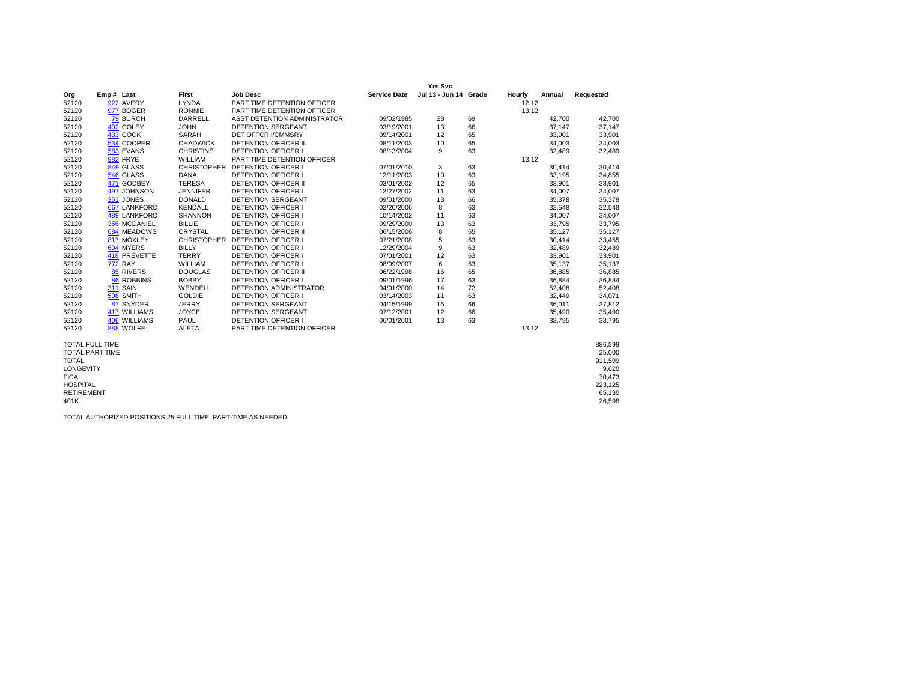| Org | Emp # | Last | First | Job Desc | Service Date | Yrs Svc Jul 13 - Jun 14 | Grade | Hourly | Annual | Requested |
|---|---|---|---|---|---|---|---|---|---|---|
| 52120 | 922 | AVERY | LYNDA | PART TIME DETENTION OFFICER | | | | 12.12 | | |
| 52120 | 977 | BOGER | RONNIE | PART TIME DETENTION OFFICER | | | | 13.12 | | |
| 52120 | 79 | BURCH | DARRELL | ASST DETENTION ADMINISTRATOR | 09/02/1985 | 28 | 69 | | 42,700 | 42,700 |
| 52120 | 402 | COLEY | JOHN | DETENTION SERGEANT | 03/19/2001 | 13 | 66 | | 37,147 | 37,147 |
| 52120 | 433 | COOK | SARAH | DET OFFCR I/CMMSRY | 09/14/2001 | 12 | 65 | | 33,901 | 33,901 |
| 52120 | 534 | COOPER | CHADWICK | DETENTION OFFICER II | 08/11/2003 | 10 | 65 | | 34,003 | 34,003 |
| 52120 | 583 | EVANS | CHRISTINE | DETENTION OFFICER I | 08/13/2004 | 9 | 63 | | 32,489 | 32,489 |
| 52120 | 982 | FRYE | WILLIAM | PART TIME DETENTION OFFICER | | | | 13.12 | | |
| 52120 | 849 | GLASS | CHRISTOPHER | DETENTION OFFICER I | 07/01/2010 | 3 | 63 | | 30,414 | 30,414 |
| 52120 | 546 | GLASS | DANA | DETENTION OFFICER I | 12/11/2003 | 10 | 63 | | 33,195 | 34,855 |
| 52120 | 471 | GODBEY | TERESA | DETENTION OFFICER II | 03/01/2002 | 12 | 65 | | 33,901 | 33,901 |
| 52120 | 497 | JOHNSON | JENNIFER | DETENTION OFFICER I | 12/27/2002 | 11 | 63 | | 34,007 | 34,007 |
| 52120 | 351 | JONES | DONALD | DETENTION SERGEANT | 09/01/2000 | 13 | 66 | | 35,378 | 35,378 |
| 52120 | 667 | LANKFORD | KENDALL | DETENTION OFFICER I | 02/20/2006 | 8 | 63 | | 32,548 | 32,548 |
| 52120 | 489 | LANKFORD | SHANNON | DETENTION OFFICER I | 10/14/2002 | 11 | 63 | | 34,007 | 34,007 |
| 52120 | 356 | MCDANIEL | BILLIE | DETENTION OFFICER I | 09/29/2000 | 13 | 63 | | 33,795 | 33,795 |
| 52120 | 684 | MEADOWS | CRYSTAL | DETENTION OFFICER II | 06/15/2006 | 8 | 65 | | 35,127 | 35,127 |
| 52120 | 817 | MOXLEY | CHRISTOPHER | DETENTION OFFICER I | 07/21/2008 | 5 | 63 | | 30,414 | 33,455 |
| 52120 | 604 | MYERS | BILLY | DETENTION OFFICER I | 12/29/2004 | 9 | 63 | | 32,489 | 32,489 |
| 52120 | 418 | PREVETTE | TERRY | DETENTION OFFICER I | 07/01/2001 | 12 | 63 | | 33,901 | 33,901 |
| 52120 | 772 | RAY | WILLIAM | DETENTION OFFICER I | 08/09/2007 | 6 | 63 | | 35,137 | 35,137 |
| 52120 | 85 | RIVERS | DOUGLAS | DETENTION OFFICER II | 06/22/1998 | 16 | 65 | | 36,885 | 36,885 |
| 52120 | 86 | ROBBINS | BOBBY | DETENTION OFFICER I | 09/01/1996 | 17 | 63 | | 36,884 | 36,884 |
| 52120 | 311 | SAIN | WENDELL | DETENTION ADMINISTRATOR | 04/01/2000 | 14 | 72 | | 52,408 | 52,408 |
| 52120 | 508 | SMITH | GOLDIE | DETENTION OFFICER I | 03/14/2003 | 11 | 63 | | 32,449 | 34,071 |
| 52120 | 87 | SNYDER | JERRY | DETENTION SERGEANT | 04/15/1999 | 15 | 66 | | 36,011 | 37,812 |
| 52120 | 417 | WILLIAMS | JOYCE | DETENTION SERGEANT | 07/12/2001 | 12 | 66 | | 35,490 | 35,490 |
| 52120 | 406 | WILLIAMS | PAUL | DETENTION OFFICER I | 06/01/2001 | 13 | 63 | | 33,795 | 33,795 |
| 52120 | 888 | WOLFE | ALETA | PART TIME DETENTION OFFICER | | | | 13.12 | | |

| | |
|---|---|
| TOTAL FULL TIME | 886,599 |
| TOTAL PART TIME | 25,000 |
| TOTAL | 911,599 |
| LONGEVITY | 9,620 |
| FICA | 70,473 |
| HOSPITAL | 223,125 |
| RETIREMENT | 65,130 |
| 401K | 26,598 |

TOTAL AUTHORIZED POSITIONS 25 FULL TIME, PART-TIME AS NEEDED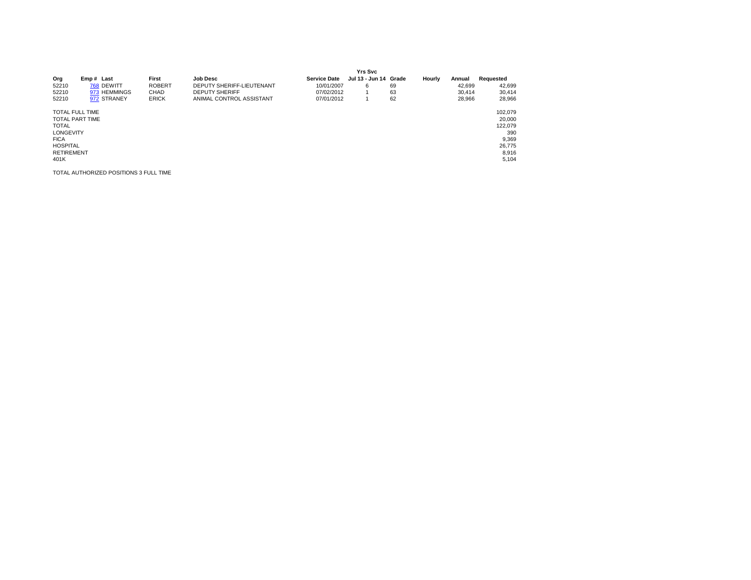| Org | Emp # | Last | First | Job Desc | Service Date | Yrs Svc Jul 13 - Jun 14 | Grade | Hourly | Annual | Requested |
|---|---|---|---|---|---|---|---|---|---|---|
| 52210 | 768 | DEWITT | ROBERT | DEPUTY SHERIFF-LIEUTENANT | 10/01/2007 | 6 | 69 | | 42,699 | 42,699 |
| 52210 | 973 | HEMMINGS | CHAD | DEPUTY SHERIFF | 07/02/2012 | 1 | 63 | | 30,414 | 30,414 |
| 52210 | 972 | STRANEY | ERICK | ANIMAL CONTROL ASSISTANT | 07/01/2012 | 1 | 62 | | 28,966 | 28,966 |

| | |
|---|---|
| TOTAL FULL TIME | 102,079 |
| TOTAL PART TIME | 20,000 |
| TOTAL | 122,079 |
| LONGEVITY | 390 |
| FICA | 9,369 |
| HOSPITAL | 26,775 |
| RETIREMENT | 8,916 |
| 401K | 5,104 |

TOTAL AUTHORIZED POSITIONS 3 FULL TIME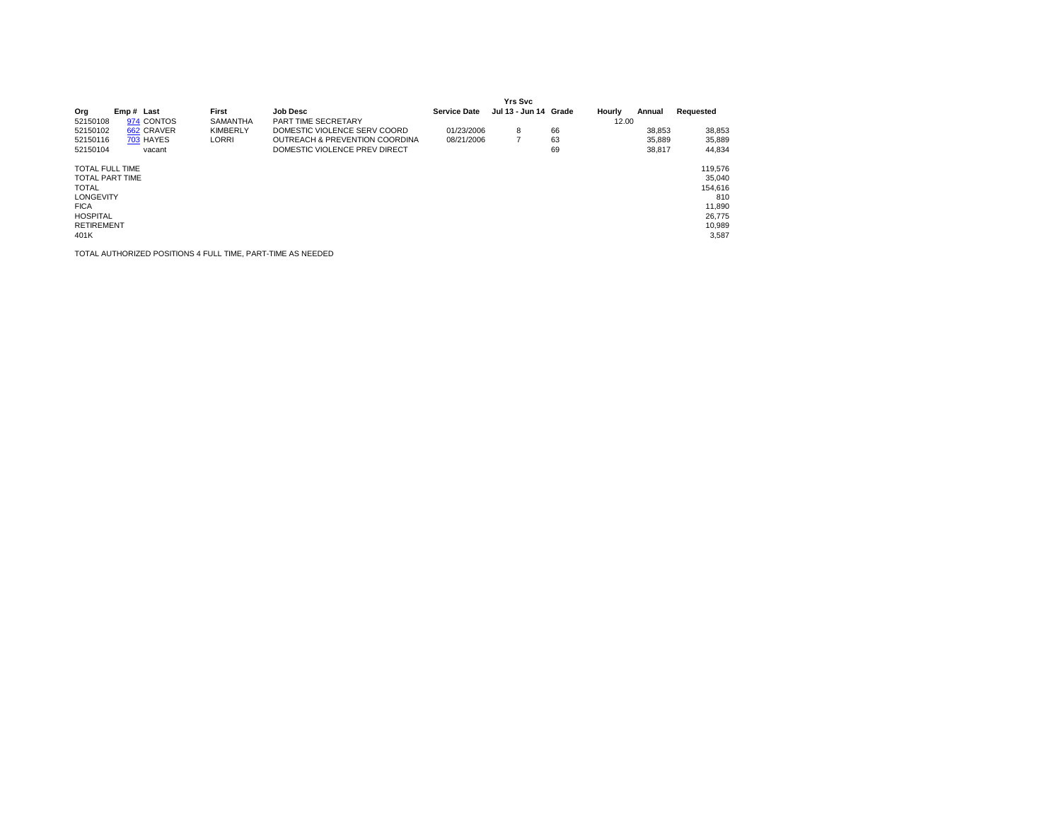| Org | Emp # | Last | First | Job Desc | Service Date | Yrs Svc Jul 13 - Jun 14 | Grade | Hourly | Annual | Requested |
|---|---|---|---|---|---|---|---|---|---|---|
| 52150108 | 974 | CONTOS | SAMANTHA | PART TIME SECRETARY | | | | 12.00 | | |
| 52150102 | 662 | CRAVER | KIMBERLY | DOMESTIC VIOLENCE SERV COORD | 01/23/2006 | 8 | 66 | | 38,853 | 38,853 |
| 52150116 | 703 | HAYES | LORRI | OUTREACH & PREVENTION COORDINA | 08/21/2006 | 7 | 63 | | 35,889 | 35,889 |
| 52150104 | | vacant | | DOMESTIC VIOLENCE PREV DIRECT | | | 69 | | 38,817 | 44,834 |

| | |
|---|---|
| TOTAL FULL TIME | 119,576 |
| TOTAL PART TIME | 35,040 |
| TOTAL | 154,616 |
| LONGEVITY | 810 |
| FICA | 11,890 |
| HOSPITAL | 26,775 |
| RETIREMENT | 10,989 |
| 401K | 3,587 |

TOTAL AUTHORIZED POSITIONS 4 FULL TIME, PART-TIME AS NEEDED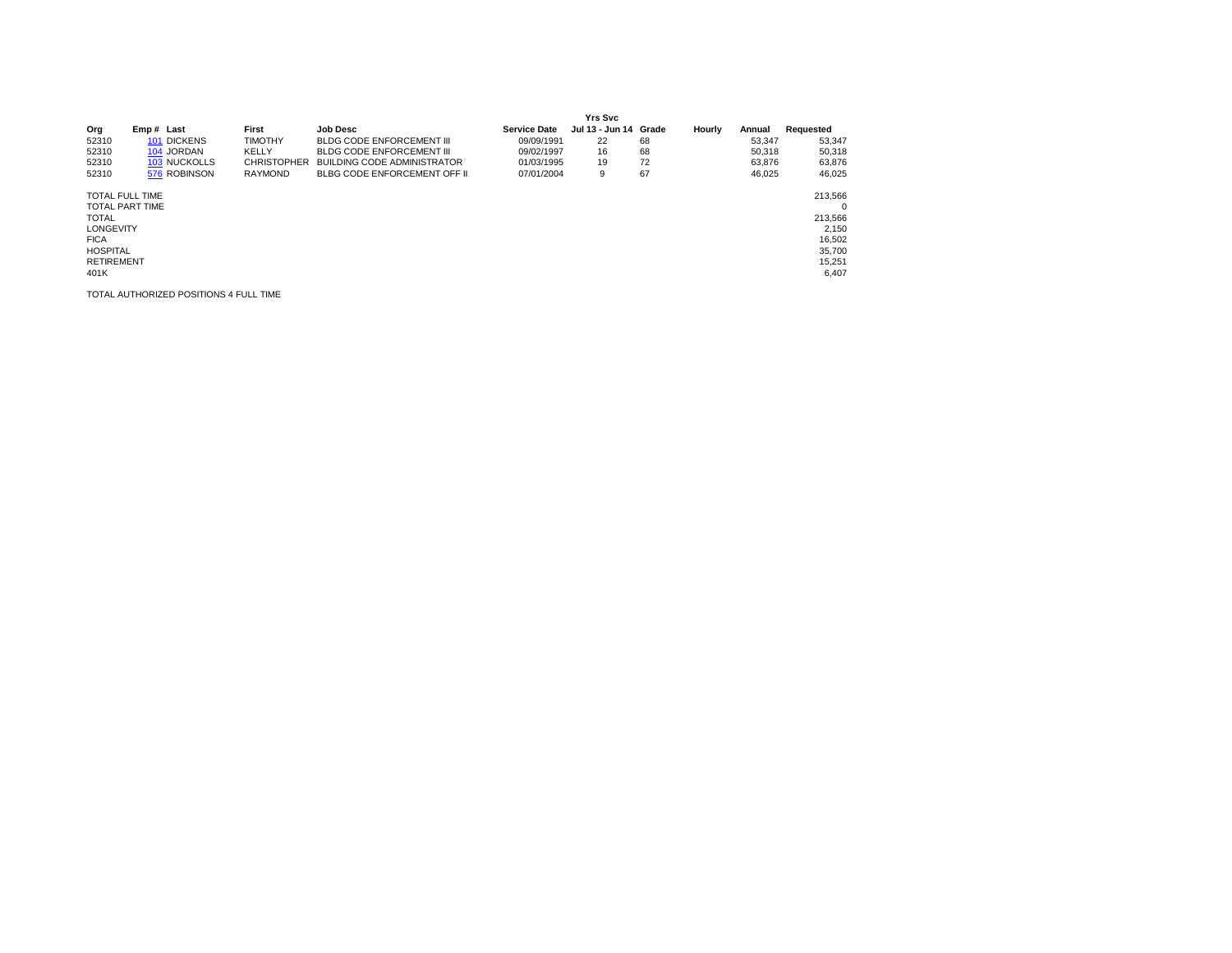| Org | Emp # | Last | First | Job Desc | Service Date | Yrs Svc Jul 13 - Jun 14 | Grade | Hourly | Annual | Requested |
|---|---|---|---|---|---|---|---|---|---|---|
| 52310 | 101 | DICKENS | TIMOTHY | BLDG CODE ENFORCEMENT III | 09/09/1991 | 22 | 68 | | 53,347 | 53,347 |
| 52310 | 104 | JORDAN | KELLY | BLDG CODE ENFORCEMENT III | 09/02/1997 | 16 | 68 | | 50,318 | 50,318 |
| 52310 | 103 | NUCKOLLS | CHRISTOPHER | BUILDING CODE ADMINISTRATOR | 01/03/1995 | 19 | 72 | | 63,876 | 63,876 |
| 52310 | 576 | ROBINSON | RAYMOND | BLBG CODE ENFORCEMENT OFF II | 07/01/2004 | 9 | 67 | | 46,025 | 46,025 |

| | |
|---|---|
| TOTAL FULL TIME | 213,566 |
| TOTAL PART TIME | 0 |
| TOTAL | 213,566 |
| LONGEVITY | 2,150 |
| FICA | 16,502 |
| HOSPITAL | 35,700 |
| RETIREMENT | 15,251 |
| 401K | 6,407 |

TOTAL AUTHORIZED POSITIONS 4 FULL TIME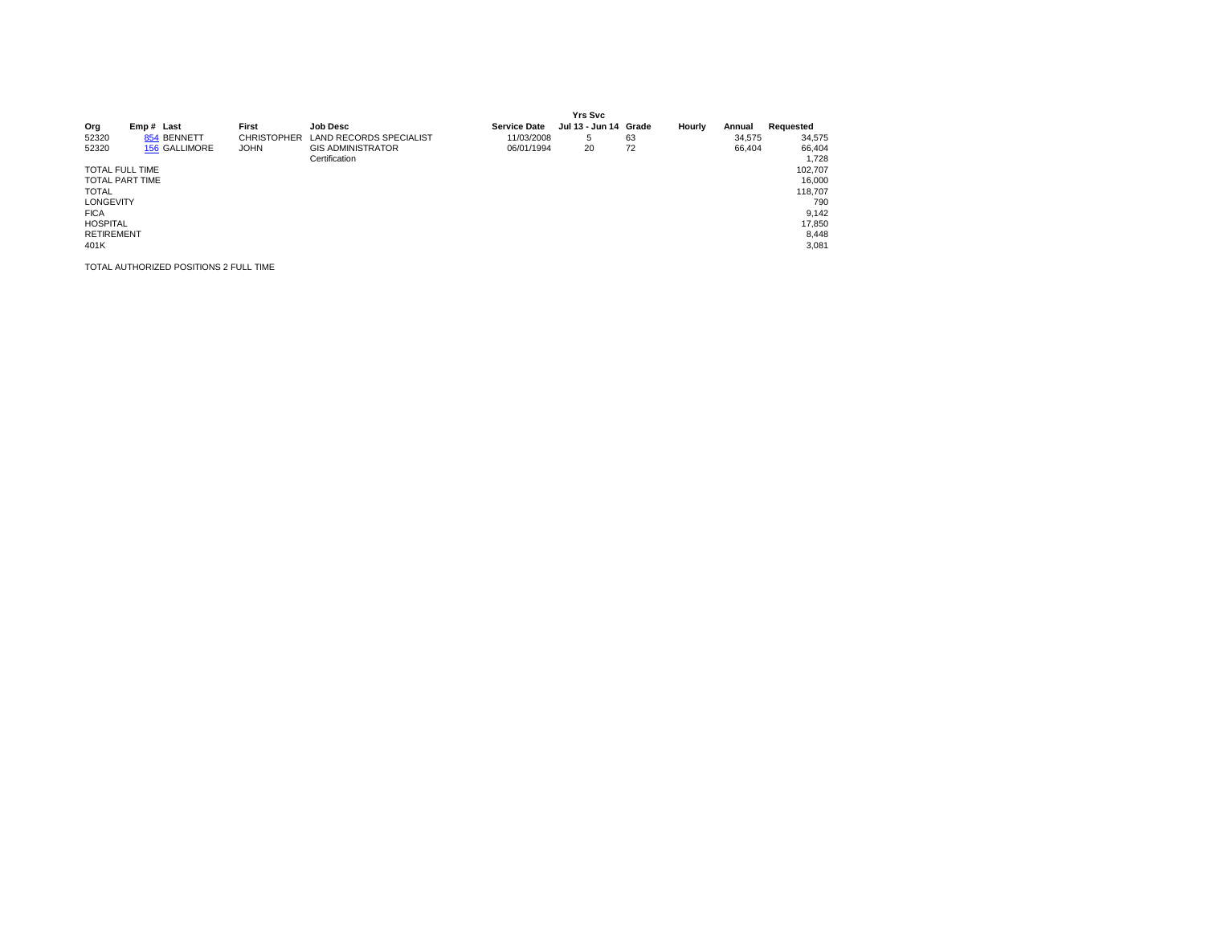| Org | Emp # | Last | First | Job Desc | Service Date | Yrs Svc Jul 13 - Jun 14 | Grade | Hourly | Annual | Requested |
|---|---|---|---|---|---|---|---|---|---|---|
| 52320 | 854 | BENNETT | CHRISTOPHER | LAND RECORDS SPECIALIST | 11/03/2008 | 5 | 63 | | 34,575 | 34,575 |
| 52320 | 156 | GALLIMORE | JOHN | GIS ADMINISTRATOR | 06/01/1994 | 20 | 72 | | 66,404 | 66,404 |
| | | | | Certification | | | | | | 1,728 |
| TOTAL FULL TIME | | | | | | | | | | 102,707 |
| TOTAL PART TIME | | | | | | | | | | 16,000 |
| TOTAL | | | | | | | | | | 118,707 |
| LONGEVITY | | | | | | | | | | 790 |
| FICA | | | | | | | | | | 9,142 |
| HOSPITAL | | | | | | | | | | 17,850 |
| RETIREMENT | | | | | | | | | | 8,448 |
| 401K | | | | | | | | | | 3,081 |

TOTAL AUTHORIZED POSITIONS 2 FULL TIME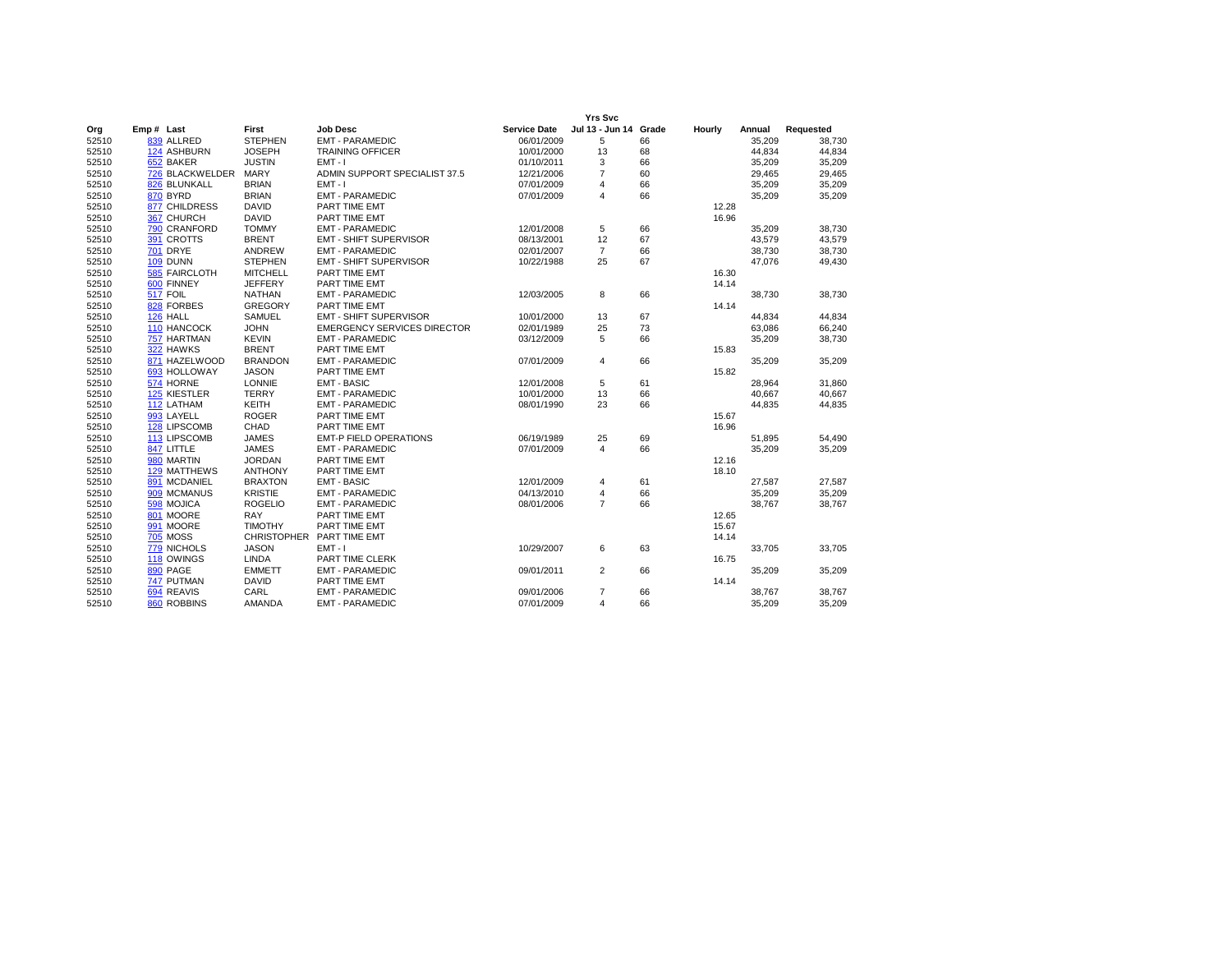| Org | Emp # | Last | First | Job Desc | Service Date | Yrs Svc Jul 13 - Jun 14 | Grade | Hourly | Annual | Requested |
|---|---|---|---|---|---|---|---|---|---|---|
| 52510 | 839 | ALLRED | STEPHEN | EMT - PARAMEDIC | 06/01/2009 | 5 | 66 | | 35,209 | 38,730 |
| 52510 | 124 | ASHBURN | JOSEPH | TRAINING OFFICER | 10/01/2000 | 13 | 68 | | 44,834 | 44,834 |
| 52510 | 652 | BAKER | JUSTIN | EMT - I | 01/10/2011 | 3 | 66 | | 35,209 | 35,209 |
| 52510 | 726 | BLACKWELDER | MARY | ADMIN SUPPORT SPECIALIST 37.5 | 12/21/2006 | 7 | 60 | | 29,465 | 29,465 |
| 52510 | 826 | BLUNKALL | BRIAN | EMT - I | 07/01/2009 | 4 | 66 | | 35,209 | 35,209 |
| 52510 | 870 | BYRD | BRIAN | EMT - PARAMEDIC | 07/01/2009 | 4 | 66 | | 35,209 | 35,209 |
| 52510 | 877 | CHILDRESS | DAVID | PART TIME EMT | | | | 12.28 | | |
| 52510 | 367 | CHURCH | DAVID | PART TIME EMT | | | | 16.96 | | |
| 52510 | 790 | CRANFORD | TOMMY | EMT - PARAMEDIC | 12/01/2008 | 5 | 66 | | 35,209 | 38,730 |
| 52510 | 391 | CROTTS | BRENT | EMT - SHIFT SUPERVISOR | 08/13/2001 | 12 | 67 | | 43,579 | 43,579 |
| 52510 | 701 | DRYE | ANDREW | EMT - PARAMEDIC | 02/01/2007 | 7 | 66 | | 38,730 | 38,730 |
| 52510 | 109 | DUNN | STEPHEN | EMT - SHIFT SUPERVISOR | 10/22/1988 | 25 | 67 | | 47,076 | 49,430 |
| 52510 | 585 | FAIRCLOTH | MITCHELL | PART TIME EMT | | | | 16.30 | | |
| 52510 | 600 | FINNEY | JEFFERY | PART TIME EMT | | | | 14.14 | | |
| 52510 | 517 | FOIL | NATHAN | EMT - PARAMEDIC | 12/03/2005 | 8 | 66 | | 38,730 | 38,730 |
| 52510 | 828 | FORBES | GREGORY | PART TIME EMT | | | | 14.14 | | |
| 52510 | 126 | HALL | SAMUEL | EMT - SHIFT SUPERVISOR | 10/01/2000 | 13 | 67 | | 44,834 | 44,834 |
| 52510 | 110 | HANCOCK | JOHN | EMERGENCY SERVICES DIRECTOR | 02/01/1989 | 25 | 73 | | 63,086 | 66,240 |
| 52510 | 757 | HARTMAN | KEVIN | EMT - PARAMEDIC | 03/12/2009 | 5 | 66 | | 35,209 | 38,730 |
| 52510 | 322 | HAWKS | BRENT | PART TIME EMT | | | | 15.83 | | |
| 52510 | 871 | HAZELWOOD | BRANDON | EMT - PARAMEDIC | 07/01/2009 | 4 | 66 | | 35,209 | 35,209 |
| 52510 | 693 | HOLLOWAY | JASON | PART TIME EMT | | | | 15.82 | | |
| 52510 | 574 | HORNE | LONNIE | EMT - BASIC | 12/01/2008 | 5 | 61 | | 28,964 | 31,860 |
| 52510 | 125 | KIESTLER | TERRY | EMT - PARAMEDIC | 10/01/2000 | 13 | 66 | | 40,667 | 40,667 |
| 52510 | 112 | LATHAM | KEITH | EMT - PARAMEDIC | 08/01/1990 | 23 | 66 | | 44,835 | 44,835 |
| 52510 | 993 | LAYELL | ROGER | PART TIME EMT | | | | 15.67 | | |
| 52510 | 128 | LIPSCOMB | CHAD | PART TIME EMT | | | | 16.96 | | |
| 52510 | 113 | LIPSCOMB | JAMES | EMT-P FIELD OPERATIONS | 06/19/1989 | 25 | 69 | | 51,895 | 54,490 |
| 52510 | 847 | LITTLE | JAMES | EMT - PARAMEDIC | 07/01/2009 | 4 | 66 | | 35,209 | 35,209 |
| 52510 | 980 | MARTIN | JORDAN | PART TIME EMT | | | | 12.16 | | |
| 52510 | 129 | MATTHEWS | ANTHONY | PART TIME EMT | | | | 18.10 | | |
| 52510 | 891 | MCDANIEL | BRAXTON | EMT - BASIC | 12/01/2009 | 4 | 61 | | 27,587 | 27,587 |
| 52510 | 909 | MCMANUS | KRISTIE | EMT - PARAMEDIC | 04/13/2010 | 4 | 66 | | 35,209 | 35,209 |
| 52510 | 598 | MOJICA | ROGELIO | EMT - PARAMEDIC | 08/01/2006 | 7 | 66 | | 38,767 | 38,767 |
| 52510 | 801 | MOORE | RAY | PART TIME EMT | | | | 12.65 | | |
| 52510 | 991 | MOORE | TIMOTHY | PART TIME EMT | | | | 15.67 | | |
| 52510 | 705 | MOSS | CHRISTOPHER | PART TIME EMT | | | | 14.14 | | |
| 52510 | 779 | NICHOLS | JASON | EMT - I | 10/29/2007 | 6 | 63 | | 33,705 | 33,705 |
| 52510 | 118 | OWINGS | LINDA | PART TIME CLERK | | | | 16.75 | | |
| 52510 | 890 | PAGE | EMMETT | EMT - PARAMEDIC | 09/01/2011 | 2 | 66 | | 35,209 | 35,209 |
| 52510 | 747 | PUTMAN | DAVID | PART TIME EMT | | | | 14.14 | | |
| 52510 | 694 | REAVIS | CARL | EMT - PARAMEDIC | 09/01/2006 | 7 | 66 | | 38,767 | 38,767 |
| 52510 | 860 | ROBBINS | AMANDA | EMT - PARAMEDIC | 07/01/2009 | 4 | 66 | | 35,209 | 35,209 |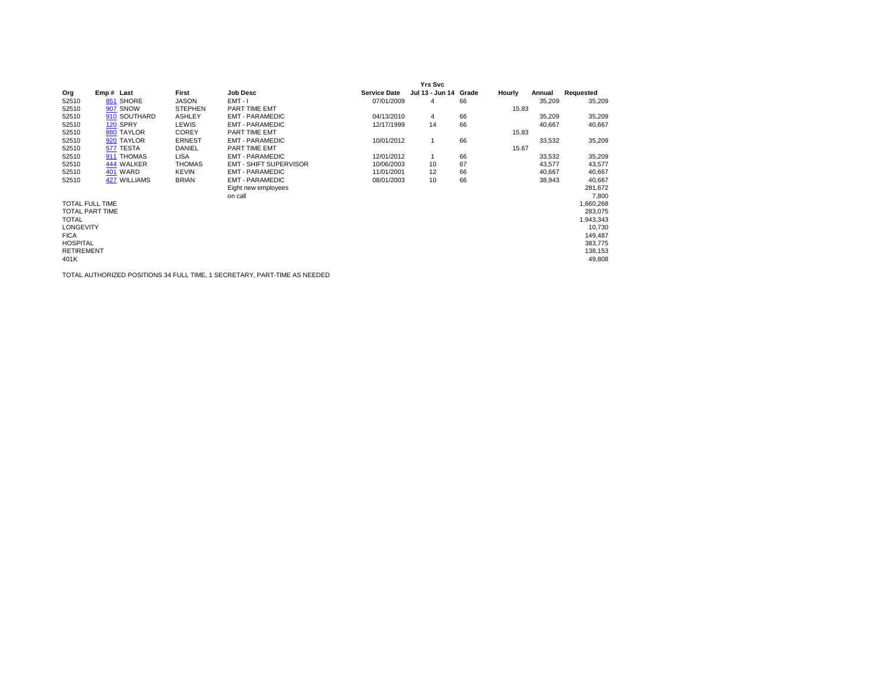| Org | Emp # | Last | First | Job Desc | Service Date | Yrs Svc Jul 13 - Jun 14 | Grade | Hourly | Annual | Requested |
|---|---|---|---|---|---|---|---|---|---|---|
| 52510 | 851 | SHORE | JASON | EMT - I | 07/01/2009 | 4 | 66 | | 35,209 | 35,209 |
| 52510 | 907 | SNOW | STEPHEN | PART TIME EMT | | | | 15.83 | | |
| 52510 | 910 | SOUTHARD | ASHLEY | EMT - PARAMEDIC | 04/13/2010 | 4 | 66 | | 35,209 | 35,209 |
| 52510 | 120 | SPRY | LEWIS | EMT - PARAMEDIC | 12/17/1999 | 14 | 66 | | 40,667 | 40,667 |
| 52510 | 880 | TAYLOR | COREY | PART TIME EMT | | | | 15.83 | | |
| 52510 | 920 | TAYLOR | ERNEST | EMT - PARAMEDIC | 10/01/2012 | 1 | 66 | | 33,532 | 35,209 |
| 52510 | 577 | TESTA | DANIEL | PART TIME EMT | | | | 15.67 | | |
| 52510 | 911 | THOMAS | LISA | EMT - PARAMEDIC | 12/01/2012 | 1 | 66 | | 33,532 | 35,209 |
| 52510 | 444 | WALKER | THOMAS | EMT - SHIFT SUPERVISOR | 10/06/2003 | 10 | 67 | | 43,577 | 43,577 |
| 52510 | 401 | WARD | KEVIN | EMT - PARAMEDIC | 11/01/2001 | 12 | 66 | | 40,667 | 40,667 |
| 52510 | 427 | WILLIAMS | BRIAN | EMT - PARAMEDIC | 08/01/2003 | 10 | 66 | | 38,943 | 40,667 |
| | | | | Eight new employees | | | | | | 281,672 |
| | | | | on call | | | | | | 7,800 |
| TOTAL FULL TIME | | | | | | | | | | 1,660,268 |
| TOTAL PART TIME | | | | | | | | | | 283,075 |
| TOTAL | | | | | | | | | | 1,943,343 |
| LONGEVITY | | | | | | | | | | 10,730 |
| FICA | | | | | | | | | | 149,487 |
| HOSPITAL | | | | | | | | | | 383,775 |
| RETIREMENT | | | | | | | | | | 138,153 |
| 401K | | | | | | | | | | 49,808 |

TOTAL AUTHORIZED POSITIONS 34 FULL TIME, 1 SECRETARY, PART-TIME AS NEEDED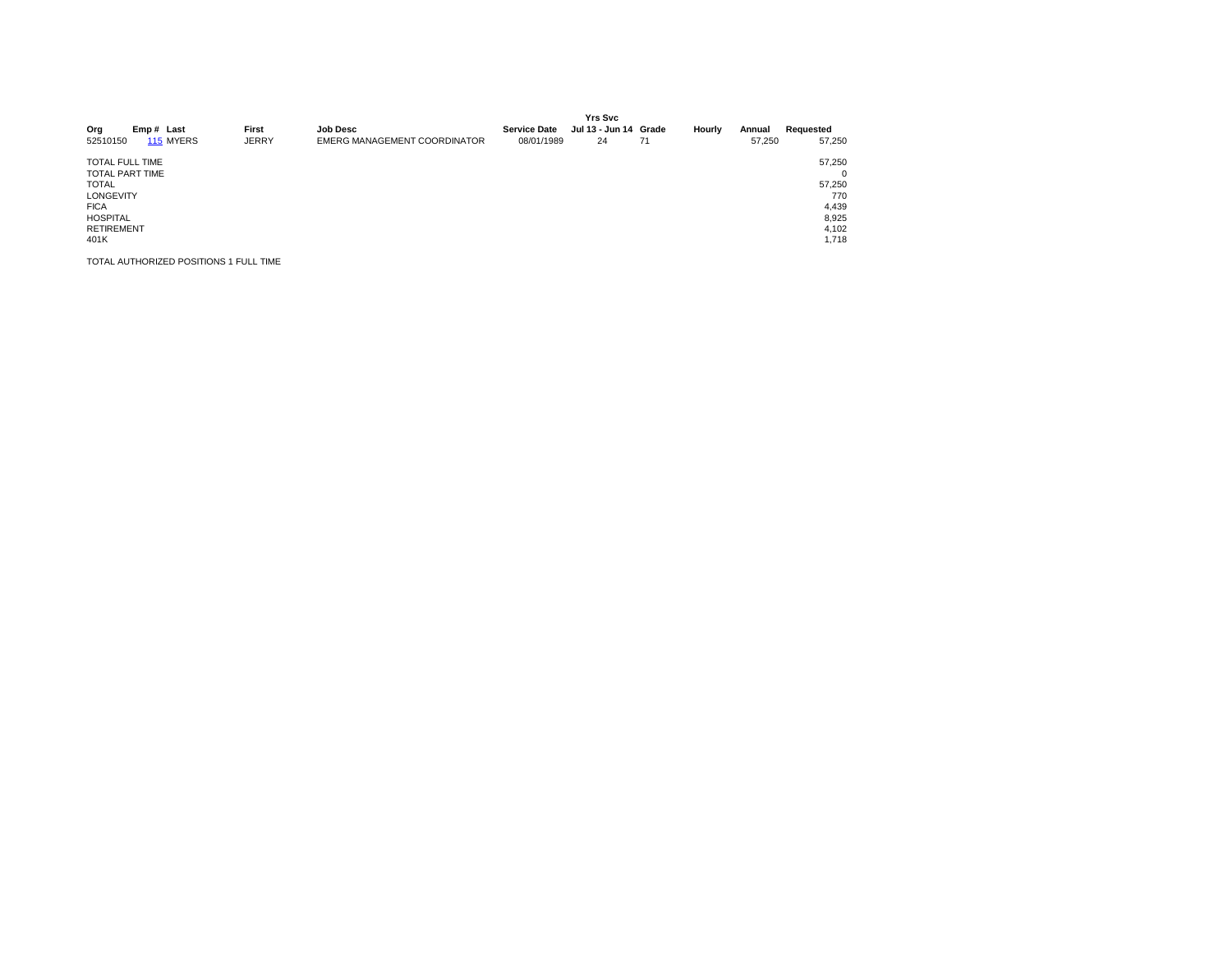| Org | Emp # | Last | First | Job Desc | Service Date | Yrs Svc Jul 13 - Jun 14 | Grade | Hourly | Annual | Requested |
|---|---|---|---|---|---|---|---|---|---|---|
| 52510150 | 115 | MYERS | JERRY | EMERG MANAGEMENT COORDINATOR | 08/01/1989 | 24 | 71 | | 57,250 | 57,250 |
| TOTAL FULL TIME | | | | | | | | | | 57,250 |
| TOTAL PART TIME | | | | | | | | | | 0 |
| TOTAL | | | | | | | | | | 57,250 |
| LONGEVITY | | | | | | | | | | 770 |
| FICA | | | | | | | | | | 4,439 |
| HOSPITAL | | | | | | | | | | 8,925 |
| RETIREMENT | | | | | | | | | | 4,102 |
| 401K | | | | | | | | | | 1,718 |

TOTAL AUTHORIZED POSITIONS 1 FULL TIME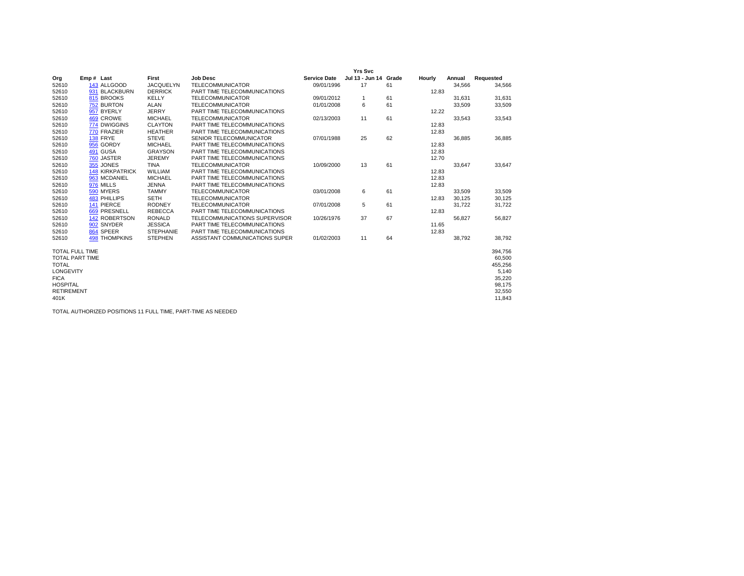| Org | Emp # | Last | First | Job Desc | Service Date | Yrs Svc Jul 13 - Jun 14 | Grade | Hourly | Annual | Requested |
|---|---|---|---|---|---|---|---|---|---|---|
| 52610 | 143 | ALLGOOD | JACQUELYN | TELECOMMUNICATOR | 09/01/1996 | 17 | 61 | | 34,566 | 34,566 |
| 52610 | 931 | BLACKBURN | DERRICK | PART TIME TELECOMMUNICATIONS | | | | 12.83 | | |
| 52610 | 815 | BROOKS | KELLY | TELECOMMUNICATOR | 09/01/2012 | 1 | 61 | | 31,631 | 31,631 |
| 52610 | 752 | BURTON | ALAN | TELECOMMUNICATOR | 01/01/2008 | 6 | 61 | | 33,509 | 33,509 |
| 52610 | 957 | BYERLY | JERRY | PART TIME TELECOMMUNICATIONS | | | | 12.22 | | |
| 52610 | 469 | CROWE | MICHAEL | TELECOMMUNICATOR | 02/13/2003 | 11 | 61 | | 33,543 | 33,543 |
| 52610 | 774 | DWIGGINS | CLAYTON | PART TIME TELECOMMUNICATIONS | | | | 12.83 | | |
| 52610 | 770 | FRAZIER | HEATHER | PART TIME TELECOMMUNICATIONS | | | | 12.83 | | |
| 52610 | 138 | FRYE | STEVE | SENIOR TELECOMMUNICATOR | 07/01/1988 | 25 | 62 | | 36,885 | 36,885 |
| 52610 | 956 | GORDY | MICHAEL | PART TIME TELECOMMUNICATIONS | | | | 12.83 | | |
| 52610 | 491 | GUSA | GRAYSON | PART TIME TELECOMMUNICATIONS | | | | 12.83 | | |
| 52610 | 760 | JASTER | JEREMY | PART TIME TELECOMMUNICATIONS | | | | 12.70 | | |
| 52610 | 355 | JONES | TINA | TELECOMMUNICATOR | 10/09/2000 | 13 | 61 | | 33,647 | 33,647 |
| 52610 | 148 | KIRKPATRICK | WILLIAM | PART TIME TELECOMMUNICATIONS | | | | 12.83 | | |
| 52610 | 963 | MCDANIEL | MICHAEL | PART TIME TELECOMMUNICATIONS | | | | 12.83 | | |
| 52610 | 976 | MILLS | JENNA | PART TIME TELECOMMUNICATIONS | | | | 12.83 | | |
| 52610 | 590 | MYERS | TAMMY | TELECOMMUNICATOR | 03/01/2008 | 6 | 61 | | 33,509 | 33,509 |
| 52610 | 483 | PHILLIPS | SETH | TELECOMMUNICATOR | | | | 12.83 | 30,125 | 30,125 |
| 52610 | 141 | PIERCE | RODNEY | TELECOMMUNICATOR | 07/01/2008 | 5 | 61 | | 31,722 | 31,722 |
| 52610 | 669 | PRESNELL | REBECCA | PART TIME TELECOMMUNICATIONS | | | | 12.83 | | |
| 52610 | 142 | ROBERTSON | RONALD | TELECOMMUNICATIONS SUPERVISOR | 10/26/1976 | 37 | 67 | | 56,827 | 56,827 |
| 52610 | 902 | SNYDER | JESSICA | PART TIME TELECOMMUNICATIONS | | | | 11.65 | | |
| 52610 | 864 | SPEER | STEPHANIE | PART TIME TELECOMMUNICATIONS | | | | 12.83 | | |
| 52610 | 498 | THOMPKINS | STEPHEN | ASSISTANT COMMUNICATIONS SUPER | 01/02/2003 | 11 | 64 | | 38,792 | 38,792 |

| | |
|---|---|
| TOTAL FULL TIME | 394,756 |
| TOTAL PART TIME | 60,500 |
| TOTAL | 455,256 |
| LONGEVITY | 5,140 |
| FICA | 35,220 |
| HOSPITAL | 98,175 |
| RETIREMENT | 32,550 |
| 401K | 11,843 |

TOTAL AUTHORIZED POSITIONS 11 FULL TIME, PART-TIME AS NEEDED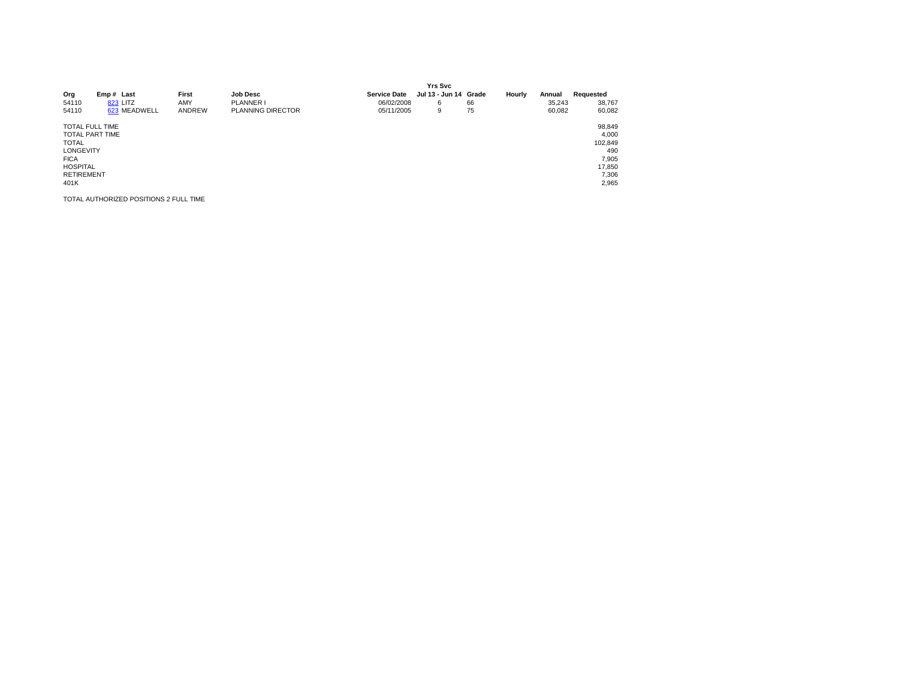| Org | Emp # | Last | First | Job Desc | Service Date | Yrs Svc Jul 13 - Jun 14 | Grade | Hourly | Annual | Requested |
|---|---|---|---|---|---|---|---|---|---|---|
| 54110 | 823 | LITZ | AMY | PLANNER I | 06/02/2008 | 6 | 66 | | 35,243 | 38,767 |
| 54110 | 623 | MEADWELL | ANDREW | PLANNING DIRECTOR | 05/11/2005 | 9 | 75 | | 60,082 | 60,082 |

| | |
|---|---|
| TOTAL FULL TIME | 98,849 |
| TOTAL PART TIME | 4,000 |
| TOTAL | 102,849 |
| LONGEVITY | 490 |
| FICA | 7,905 |
| HOSPITAL | 17,850 |
| RETIREMENT | 7,306 |
| 401K | 2,965 |

TOTAL AUTHORIZED POSITIONS 2 FULL TIME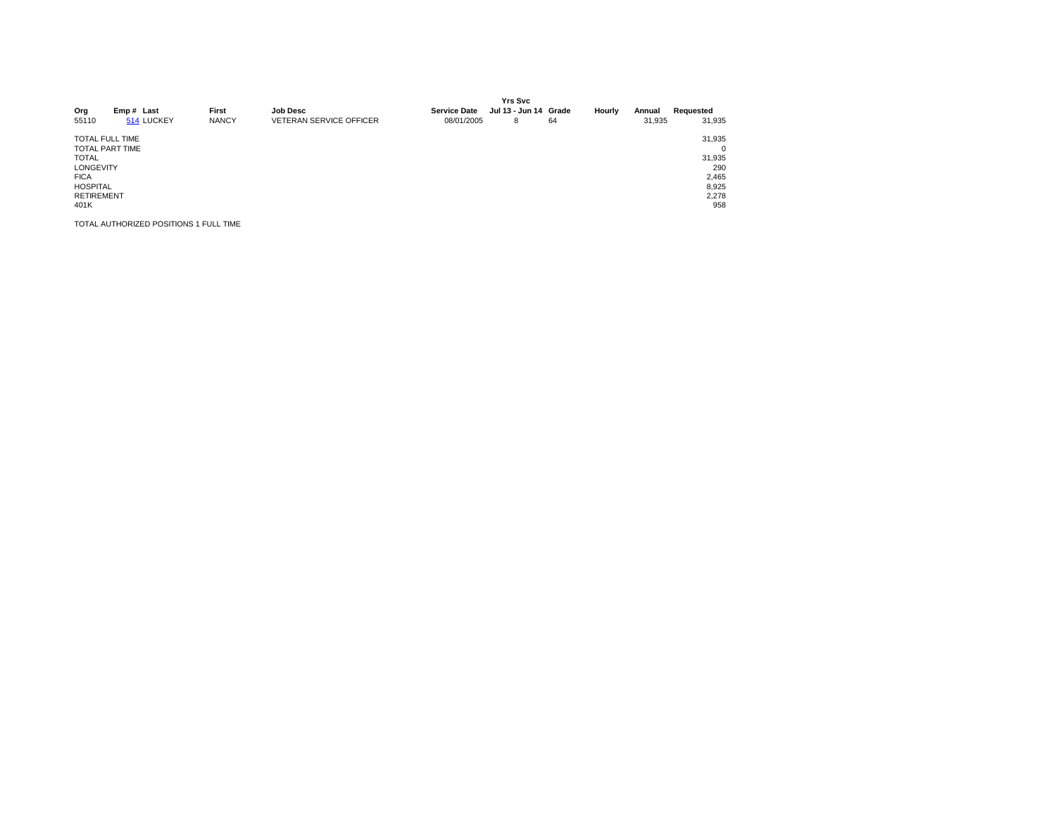| Org | Emp # | Last | First | Job Desc | Service Date | Yrs Svc Jul 13 - Jun 14 | Grade | Hourly | Annual | Requested |
|---|---|---|---|---|---|---|---|---|---|---|
| 55110 | 514 | LUCKEY | NANCY | VETERAN SERVICE OFFICER | 08/01/2005 | 8 | 64 | | 31,935 | 31,935 |
| TOTAL FULL TIME | | | | | | | | | | 31,935 |
| TOTAL PART TIME | | | | | | | | | | 0 |
| TOTAL | | | | | | | | | | 31,935 |
| LONGEVITY | | | | | | | | | | 290 |
| FICA | | | | | | | | | | 2,465 |
| HOSPITAL | | | | | | | | | | 8,925 |
| RETIREMENT | | | | | | | | | | 2,278 |
| 401K | | | | | | | | | | 958 |

TOTAL AUTHORIZED POSITIONS 1 FULL TIME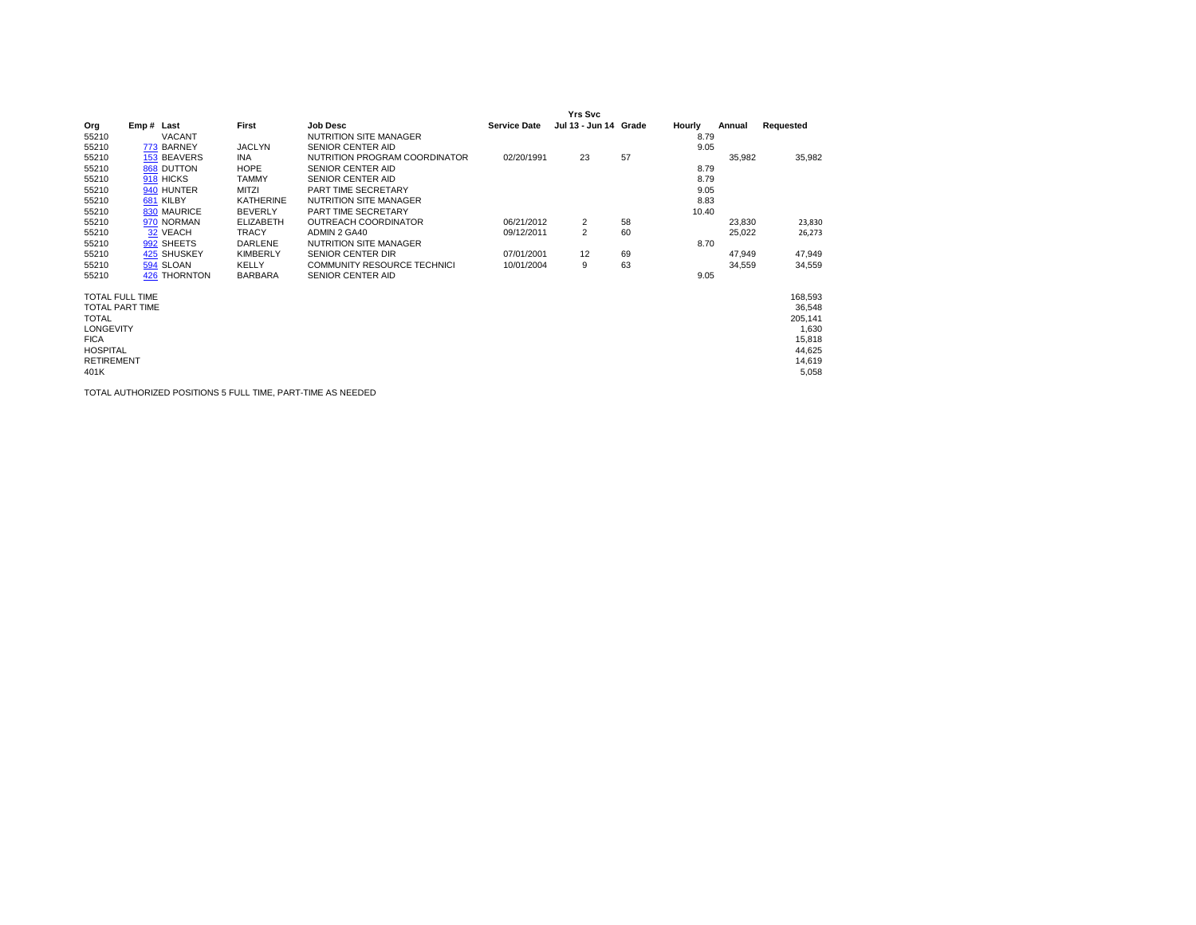| Org | Emp # | Last | First | Job Desc | Service Date | Yrs Svc Jul 13 - Jun 14 | Grade | Hourly | Annual | Requested |
|---|---|---|---|---|---|---|---|---|---|---|
| 55210 | | VACANT | | NUTRITION SITE MANAGER | | | | 8.79 | | |
| 55210 | 773 | BARNEY | JACLYN | SENIOR CENTER AID | | | | 9.05 | | |
| 55210 | 153 | BEAVERS | INA | NUTRITION PROGRAM COORDINATOR | 02/20/1991 | 23 | 57 | | 35,982 | 35,982 |
| 55210 | 868 | DUTTON | HOPE | SENIOR CENTER AID | | | | 8.79 | | |
| 55210 | 918 | HICKS | TAMMY | SENIOR CENTER AID | | | | 8.79 | | |
| 55210 | 940 | HUNTER | MITZI | PART TIME SECRETARY | | | | 9.05 | | |
| 55210 | 681 | KILBY | KATHERINE | NUTRITION SITE MANAGER | | | | 8.83 | | |
| 55210 | 830 | MAURICE | BEVERLY | PART TIME SECRETARY | | | | 10.40 | | |
| 55210 | 970 | NORMAN | ELIZABETH | OUTREACH COORDINATOR | 06/21/2012 | 2 | 58 | | 23,830 | 23,830 |
| 55210 | 32 | VEACH | TRACY | ADMIN 2 GA40 | 09/12/2011 | 2 | 60 | | 25,022 | 26,273 |
| 55210 | 992 | SHEETS | DARLENE | NUTRITION SITE MANAGER | | | | 8.70 | | |
| 55210 | 425 | SHUSKEY | KIMBERLY | SENIOR CENTER DIR | 07/01/2001 | 12 | 69 | | 47,949 | 47,949 |
| 55210 | 594 | SLOAN | KELLY | COMMUNITY RESOURCE TECHNICI | 10/01/2004 | 9 | 63 | | 34,559 | 34,559 |
| 55210 | 426 | THORNTON | BARBARA | SENIOR CENTER AID | | | | 9.05 | | |

| | |
|---|---|
| TOTAL FULL TIME | 168,593 |
| TOTAL PART TIME | 36,548 |
| TOTAL | 205,141 |
| LONGEVITY | 1,630 |
| FICA | 15,818 |
| HOSPITAL | 44,625 |
| RETIREMENT | 14,619 |
| 401K | 5,058 |

TOTAL AUTHORIZED POSITIONS 5 FULL TIME, PART-TIME AS NEEDED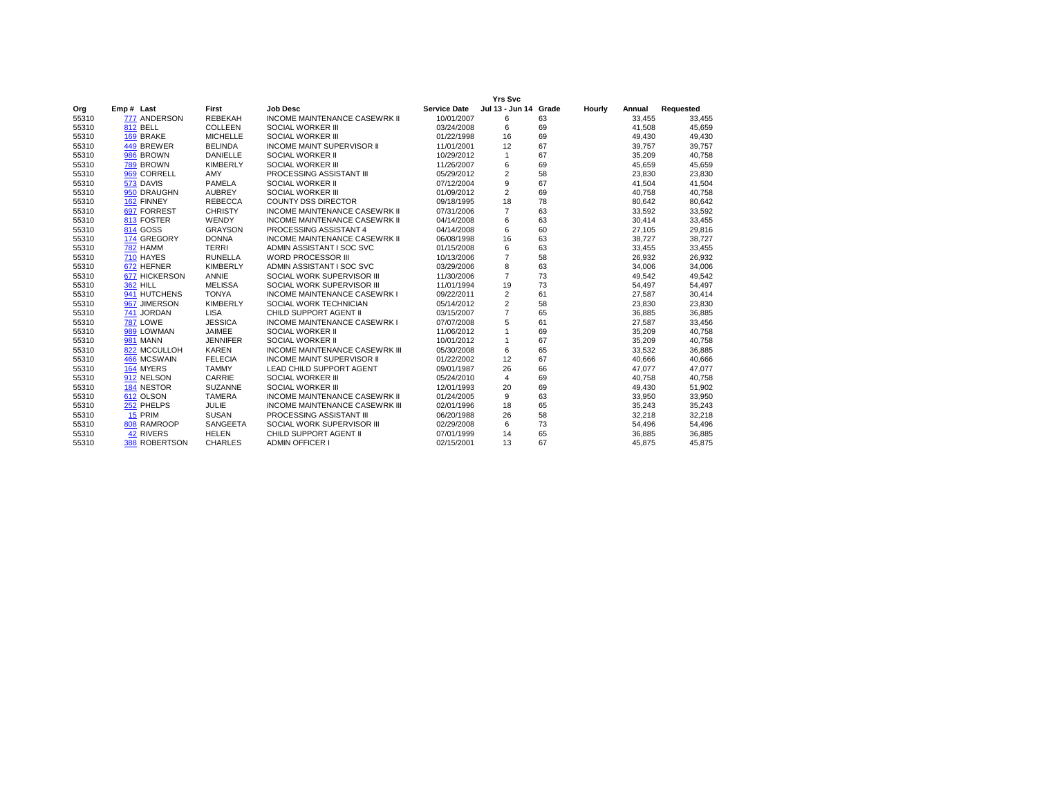| Org | Emp # | Last | First | Job Desc | Service Date | Yrs Svc Jul 13 - Jun 14 | Grade | Hourly | Annual | Requested |
|---|---|---|---|---|---|---|---|---|---|---|
| 55310 | 777 | ANDERSON | REBEKAH | INCOME MAINTENANCE CASEWRK II | 10/01/2007 | 6 | 63 | | 33,455 | 33,455 |
| 55310 | 812 | BELL | COLLEEN | SOCIAL WORKER III | 03/24/2008 | 6 | 69 | | 41,508 | 45,659 |
| 55310 | 169 | BRAKE | MICHELLE | SOCIAL WORKER III | 01/22/1998 | 16 | 69 | | 49,430 | 49,430 |
| 55310 | 449 | BREWER | BELINDA | INCOME MAINT SUPERVISOR II | 11/01/2001 | 12 | 67 | | 39,757 | 39,757 |
| 55310 | 986 | BROWN | DANIELLE | SOCIAL WORKER II | 10/29/2012 | 1 | 67 | | 35,209 | 40,758 |
| 55310 | 789 | BROWN | KIMBERLY | SOCIAL WORKER III | 11/26/2007 | 6 | 69 | | 45,659 | 45,659 |
| 55310 | 969 | CORRELL | AMY | PROCESSING ASSISTANT III | 05/29/2012 | 2 | 58 | | 23,830 | 23,830 |
| 55310 | 573 | DAVIS | PAMELA | SOCIAL WORKER II | 07/12/2004 | 9 | 67 | | 41,504 | 41,504 |
| 55310 | 950 | DRAUGHN | AUBREY | SOCIAL WORKER III | 01/09/2012 | 2 | 69 | | 40,758 | 40,758 |
| 55310 | 162 | FINNEY | REBECCA | COUNTY DSS DIRECTOR | 09/18/1995 | 18 | 78 | | 80,642 | 80,642 |
| 55310 | 697 | FORREST | CHRISTY | INCOME MAINTENANCE CASEWRK II | 07/31/2006 | 7 | 63 | | 33,592 | 33,592 |
| 55310 | 813 | FOSTER | WENDY | INCOME MAINTENANCE CASEWRK II | 04/14/2008 | 6 | 63 | | 30,414 | 33,455 |
| 55310 | 814 | GOSS | GRAYSON | PROCESSING ASSISTANT 4 | 04/14/2008 | 6 | 60 | | 27,105 | 29,816 |
| 55310 | 174 | GREGORY | DONNA | INCOME MAINTENANCE CASEWRK II | 06/08/1998 | 16 | 63 | | 38,727 | 38,727 |
| 55310 | 782 | HAMM | TERRI | ADMIN ASSISTANT I SOC SVC | 01/15/2008 | 6 | 63 | | 33,455 | 33,455 |
| 55310 | 710 | HAYES | RUNELLA | WORD PROCESSOR III | 10/13/2006 | 7 | 58 | | 26,932 | 26,932 |
| 55310 | 672 | HEFNER | KIMBERLY | ADMIN ASSISTANT I SOC SVC | 03/29/2006 | 8 | 63 | | 34,006 | 34,006 |
| 55310 | 677 | HICKERSON | ANNIE | SOCIAL WORK SUPERVISOR III | 11/30/2006 | 7 | 73 | | 49,542 | 49,542 |
| 55310 | 362 | HILL | MELISSA | SOCIAL WORK SUPERVISOR III | 11/01/1994 | 19 | 73 | | 54,497 | 54,497 |
| 55310 | 941 | HUTCHENS | TONYA | INCOME MAINTENANCE CASEWRK I | 09/22/2011 | 2 | 61 | | 27,587 | 30,414 |
| 55310 | 967 | JIMERSON | KIMBERLY | SOCIAL WORK TECHNICIAN | 05/14/2012 | 2 | 58 | | 23,830 | 23,830 |
| 55310 | 741 | JORDAN | LISA | CHILD SUPPORT AGENT II | 03/15/2007 | 7 | 65 | | 36,885 | 36,885 |
| 55310 | 787 | LOWE | JESSICA | INCOME MAINTENANCE CASEWRK I | 07/07/2008 | 5 | 61 | | 27,587 | 33,456 |
| 55310 | 989 | LOWMAN | JAIMEE | SOCIAL WORKER II | 11/06/2012 | 1 | 69 | | 35,209 | 40,758 |
| 55310 | 981 | MANN | JENNIFER | SOCIAL WORKER II | 10/01/2012 | 1 | 67 | | 35,209 | 40,758 |
| 55310 | 822 | MCCULLOH | KAREN | INCOME MAINTENANCE CASEWRK III | 05/30/2008 | 6 | 65 | | 33,532 | 36,885 |
| 55310 | 466 | MCSWAIN | FELECIA | INCOME MAINT SUPERVISOR II | 01/22/2002 | 12 | 67 | | 40,666 | 40,666 |
| 55310 | 164 | MYERS | TAMMY | LEAD CHILD SUPPORT AGENT | 09/01/1987 | 26 | 66 | | 47,077 | 47,077 |
| 55310 | 912 | NELSON | CARRIE | SOCIAL WORKER III | 05/24/2010 | 4 | 69 | | 40,758 | 40,758 |
| 55310 | 184 | NESTOR | SUZANNE | SOCIAL WORKER III | 12/01/1993 | 20 | 69 | | 49,430 | 51,902 |
| 55310 | 612 | OLSON | TAMERA | INCOME MAINTENANCE CASEWRK II | 01/24/2005 | 9 | 63 | | 33,950 | 33,950 |
| 55310 | 252 | PHELPS | JULIE | INCOME MAINTENANCE CASEWRK III | 02/01/1996 | 18 | 65 | | 35,243 | 35,243 |
| 55310 | 15 | PRIM | SUSAN | PROCESSING ASSISTANT III | 06/20/1988 | 26 | 58 | | 32,218 | 32,218 |
| 55310 | 808 | RAMROOP | SANGEETA | SOCIAL WORK SUPERVISOR III | 02/29/2008 | 6 | 73 | | 54,496 | 54,496 |
| 55310 | 42 | RIVERS | HELEN | CHILD SUPPORT AGENT II | 07/01/1999 | 14 | 65 | | 36,885 | 36,885 |
| 55310 | 388 | ROBERTSON | CHARLES | ADMIN OFFICER I | 02/15/2001 | 13 | 67 | | 45,875 | 45,875 |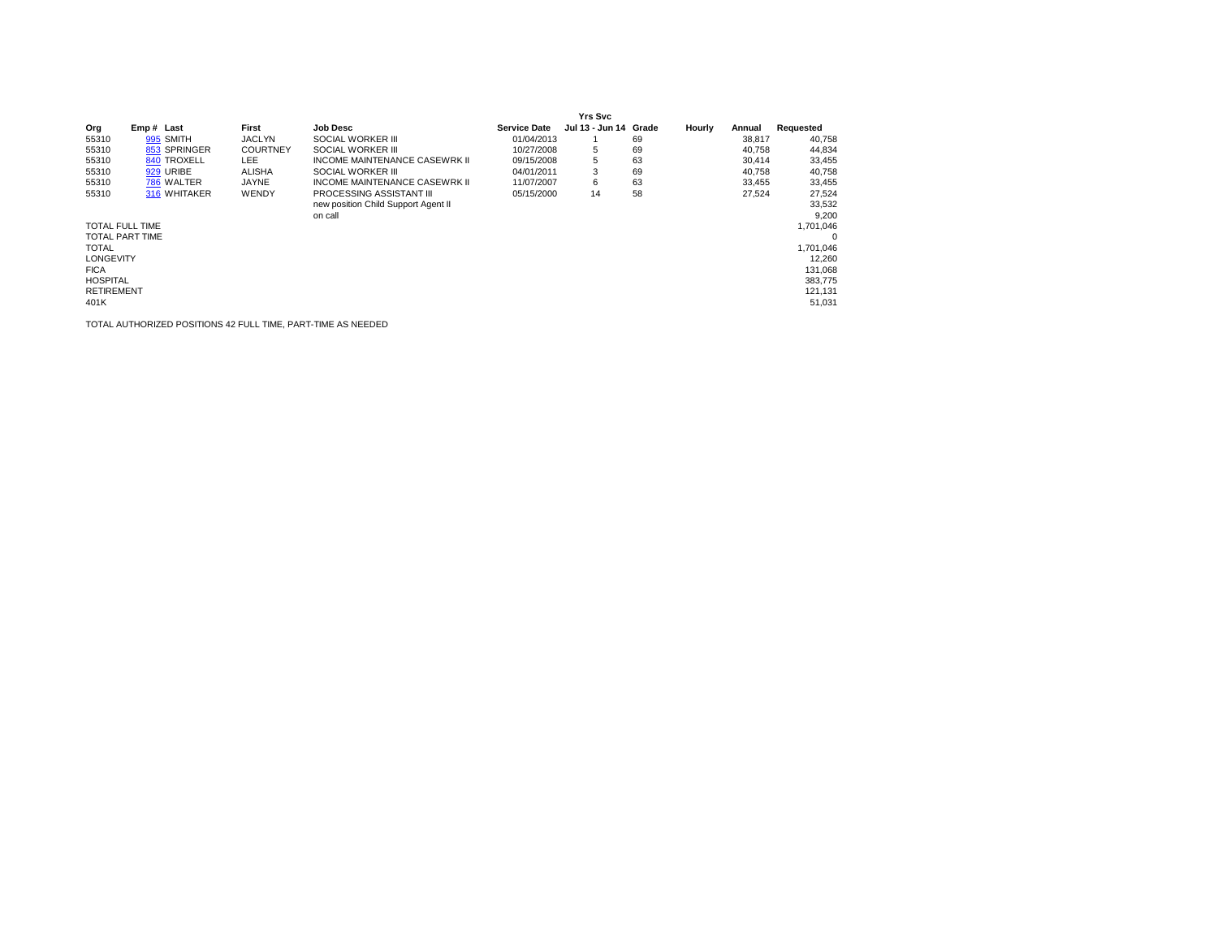| Org | Emp # | Last | First | Job Desc | Service Date | Yrs Svc Jul 13 - Jun 14 | Grade | Hourly | Annual | Requested |
|---|---|---|---|---|---|---|---|---|---|---|
| 55310 | 995 | SMITH | JACLYN | SOCIAL WORKER III | 01/04/2013 | 1 | 69 | | 38,817 | 40,758 |
| 55310 | 853 | SPRINGER | COURTNEY | SOCIAL WORKER III | 10/27/2008 | 5 | 69 | | 40,758 | 44,834 |
| 55310 | 840 | TROXELL | LEE | INCOME MAINTENANCE CASEWRK II | 09/15/2008 | 5 | 63 | | 30,414 | 33,455 |
| 55310 | 929 | URIBE | ALISHA | SOCIAL WORKER III | 04/01/2011 | 3 | 69 | | 40,758 | 40,758 |
| 55310 | 786 | WALTER | JAYNE | INCOME MAINTENANCE CASEWRK II | 11/07/2007 | 6 | 63 | | 33,455 | 33,455 |
| 55310 | 316 | WHITAKER | WENDY | PROCESSING ASSISTANT III | 05/15/2000 | 14 | 58 | | 27,524 | 27,524 |
| | | | | new position Child Support Agent II | | | | | | 33,532 |
| | | | | on call | | | | | | 9,200 |
| TOTAL FULL TIME | | | | | | | | | | 1,701,046 |
| TOTAL PART TIME | | | | | | | | | | 0 |
| TOTAL | | | | | | | | | | 1,701,046 |
| LONGEVITY | | | | | | | | | | 12,260 |
| FICA | | | | | | | | | | 131,068 |
| HOSPITAL | | | | | | | | | | 383,775 |
| RETIREMENT | | | | | | | | | | 121,131 |
| 401K | | | | | | | | | | 51,031 |

TOTAL AUTHORIZED POSITIONS 42 FULL TIME, PART-TIME AS NEEDED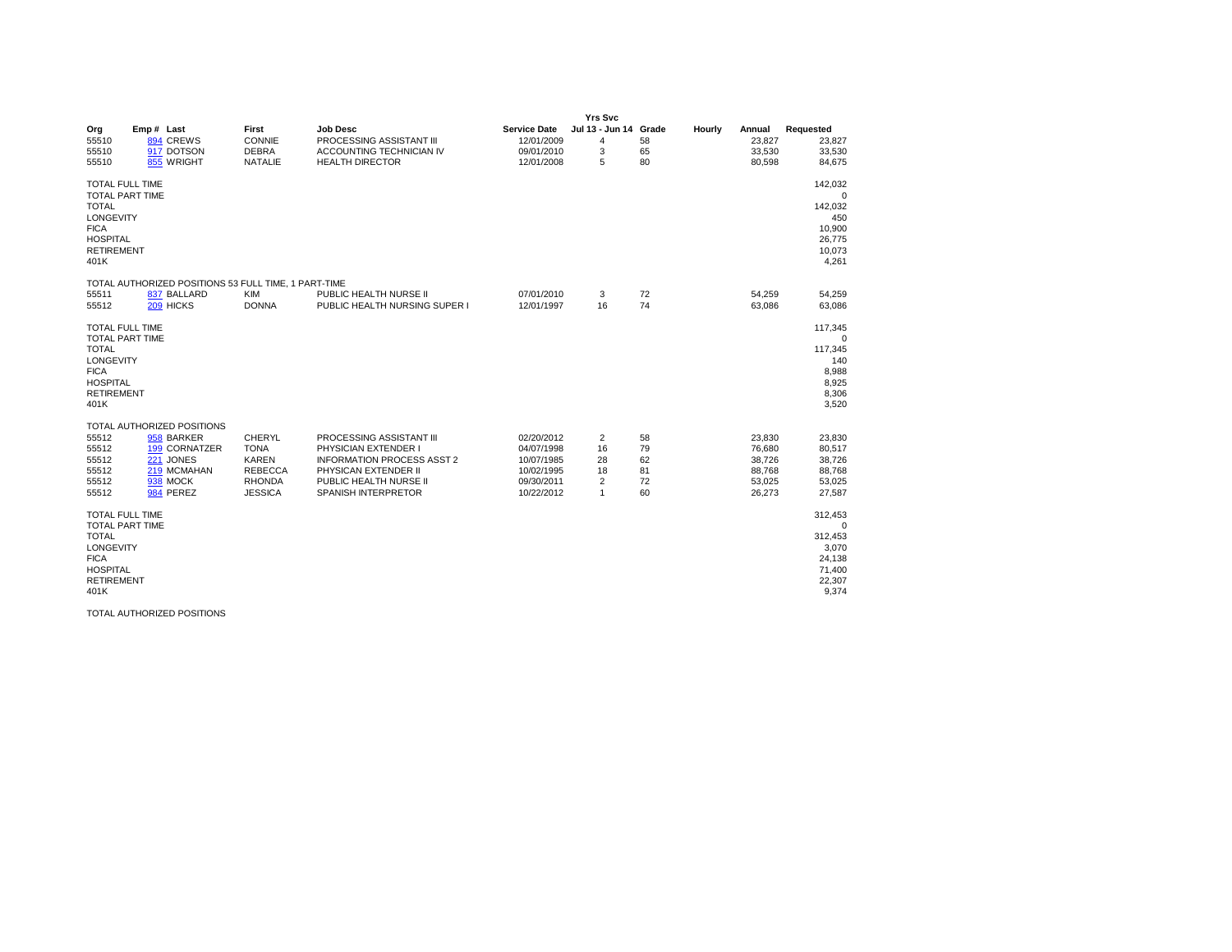| Org | Emp # | Last | First | Job Desc | Service Date | Yrs Svc Jul 13 - Jun 14 | Grade | Hourly | Annual | Requested |
|---|---|---|---|---|---|---|---|---|---|---|
| 55510 | 894 | CREWS | CONNIE | PROCESSING ASSISTANT III | 12/01/2009 | 4 | 58 | | 23,827 | 23,827 |
| 55510 | 917 | DOTSON | DEBRA | ACCOUNTING TECHNICIAN IV | 09/01/2010 | 3 | 65 | | 33,530 | 33,530 |
| 55510 | 855 | WRIGHT | NATALIE | HEALTH DIRECTOR | 12/01/2008 | 5 | 80 | | 80,598 | 84,675 |
| TOTAL FULL TIME | | | | | | | | | | 142,032 |
| TOTAL PART TIME | | | | | | | | | | 0 |
| TOTAL | | | | | | | | | | 142,032 |
| LONGEVITY | | | | | | | | | | 450 |
| FICA | | | | | | | | | | 10,900 |
| HOSPITAL | | | | | | | | | | 26,775 |
| RETIREMENT | | | | | | | | | | 10,073 |
| 401K | | | | | | | | | | 4,261 |
| TOTAL AUTHORIZED POSITIONS 53 FULL TIME, 1 PART-TIME | | | | | | | | | | |
| 55511 | 837 | BALLARD | KIM | PUBLIC HEALTH NURSE II | 07/01/2010 | 3 | 72 | | 54,259 | 54,259 |
| 55512 | 209 | HICKS | DONNA | PUBLIC HEALTH NURSING SUPER I | 12/01/1997 | 16 | 74 | | 63,086 | 63,086 |
| TOTAL FULL TIME | | | | | | | | | | 117,345 |
| TOTAL PART TIME | | | | | | | | | | 0 |
| TOTAL | | | | | | | | | | 117,345 |
| LONGEVITY | | | | | | | | | | 140 |
| FICA | | | | | | | | | | 8,988 |
| HOSPITAL | | | | | | | | | | 8,925 |
| RETIREMENT | | | | | | | | | | 8,306 |
| 401K | | | | | | | | | | 3,520 |
| TOTAL AUTHORIZED POSITIONS | | | | | | | | | | |
| 55512 | 958 | BARKER | CHERYL | PROCESSING ASSISTANT III | 02/20/2012 | 2 | 58 | | 23,830 | 23,830 |
| 55512 | 199 | CORNATZER | TONA | PHYSICIAN EXTENDER I | 04/07/1998 | 16 | 79 | | 76,680 | 80,517 |
| 55512 | 221 | JONES | KAREN | INFORMATION PROCESS ASST 2 | 10/07/1985 | 28 | 62 | | 38,726 | 38,726 |
| 55512 | 219 | MCMAHAN | REBECCA | PHYSICAN EXTENDER II | 10/02/1995 | 18 | 81 | | 88,768 | 88,768 |
| 55512 | 938 | MOCK | RHONDA | PUBLIC HEALTH NURSE II | 09/30/2011 | 2 | 72 | | 53,025 | 53,025 |
| 55512 | 984 | PEREZ | JESSICA | SPANISH INTERPRETOR | 10/22/2012 | 1 | 60 | | 26,273 | 27,587 |
| TOTAL FULL TIME | | | | | | | | | | 312,453 |
| TOTAL PART TIME | | | | | | | | | | 0 |
| TOTAL | | | | | | | | | | 312,453 |
| LONGEVITY | | | | | | | | | | 3,070 |
| FICA | | | | | | | | | | 24,138 |
| HOSPITAL | | | | | | | | | | 71,400 |
| RETIREMENT | | | | | | | | | | 22,307 |
| 401K | | | | | | | | | | 9,374 |
| TOTAL AUTHORIZED POSITIONS | | | | | | | | | | |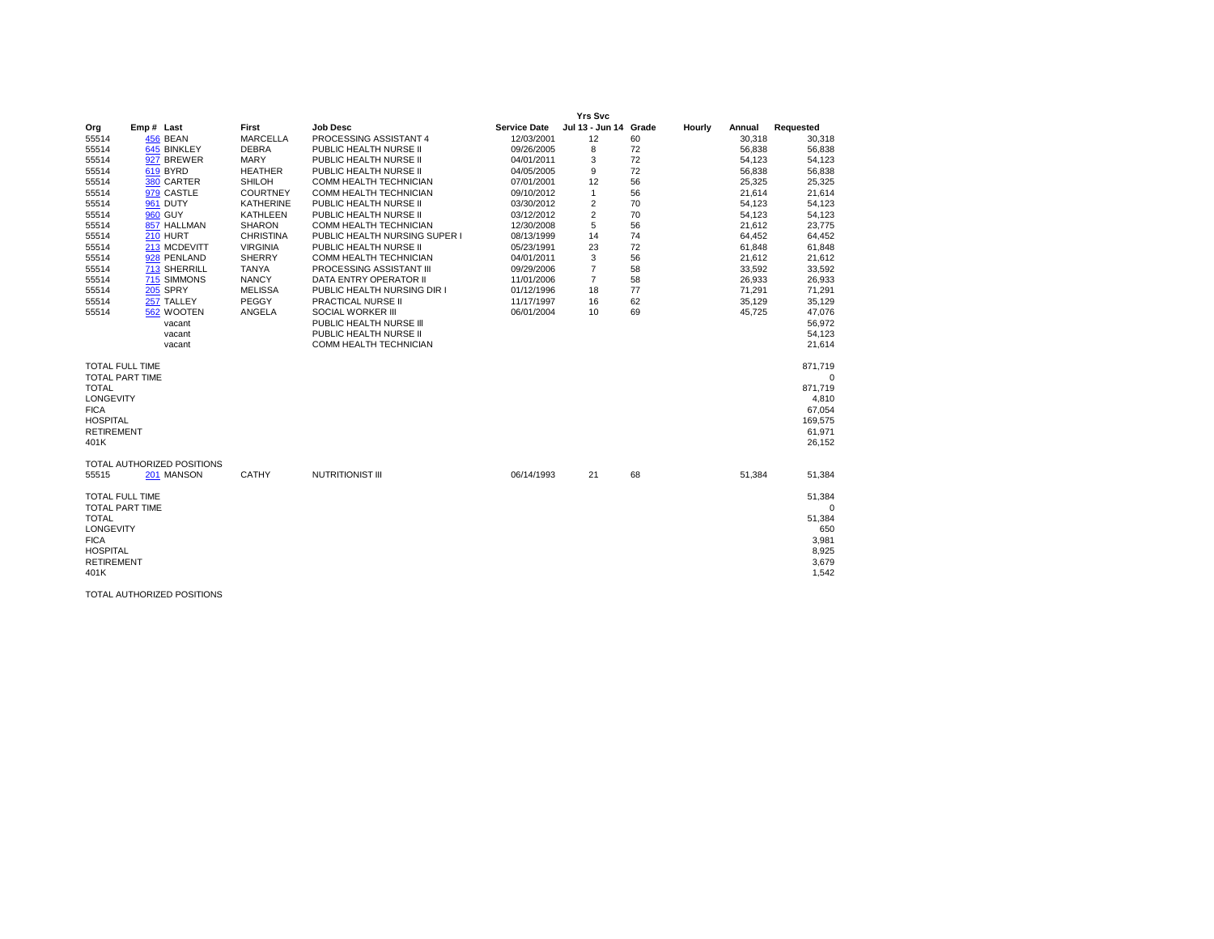| Org | Emp # | Last | First | Job Desc | Service Date | Yrs Svc Jul 13 - Jun 14 | Grade | Hourly | Annual | Requested |
|---|---|---|---|---|---|---|---|---|---|---|
| 55514 | 456 | BEAN | MARCELLA | PROCESSING ASSISTANT 4 | 12/03/2001 | 12 | 60 | | 30,318 | 30,318 |
| 55514 | 645 | BINKLEY | DEBRA | PUBLIC HEALTH NURSE II | 09/26/2005 | 8 | 72 | | 56,838 | 56,838 |
| 55514 | 927 | BREWER | MARY | PUBLIC HEALTH NURSE II | 04/01/2011 | 3 | 72 | | 54,123 | 54,123 |
| 55514 | 619 | BYRD | HEATHER | PUBLIC HEALTH NURSE II | 04/05/2005 | 9 | 72 | | 56,838 | 56,838 |
| 55514 | 380 | CARTER | SHILOH | COMM HEALTH TECHNICIAN | 07/01/2001 | 12 | 56 | | 25,325 | 25,325 |
| 55514 | 979 | CASTLE | COURTNEY | COMM HEALTH TECHNICIAN | 09/10/2012 | 1 | 56 | | 21,614 | 21,614 |
| 55514 | 961 | DUTY | KATHERINE | PUBLIC HEALTH NURSE II | 03/30/2012 | 2 | 70 | | 54,123 | 54,123 |
| 55514 | 960 | GUY | KATHLEEN | PUBLIC HEALTH NURSE II | 03/12/2012 | 2 | 70 | | 54,123 | 54,123 |
| 55514 | 857 | HALLMAN | SHARON | COMM HEALTH TECHNICIAN | 12/30/2008 | 5 | 56 | | 21,612 | 23,775 |
| 55514 | 210 | HURT | CHRISTINA | PUBLIC HEALTH NURSING SUPER I | 08/13/1999 | 14 | 74 | | 64,452 | 64,452 |
| 55514 | 213 | MCDEVITT | VIRGINIA | PUBLIC HEALTH NURSE II | 05/23/1991 | 23 | 72 | | 61,848 | 61,848 |
| 55514 | 928 | PENLAND | SHERRY | COMM HEALTH TECHNICIAN | 04/01/2011 | 3 | 56 | | 21,612 | 21,612 |
| 55514 | 713 | SHERRILL | TANYA | PROCESSING ASSISTANT III | 09/29/2006 | 7 | 58 | | 33,592 | 33,592 |
| 55514 | 715 | SIMMONS | NANCY | DATA ENTRY OPERATOR II | 11/01/2006 | 7 | 58 | | 26,933 | 26,933 |
| 55514 | 205 | SPRY | MELISSA | PUBLIC HEALTH NURSING DIR I | 01/12/1996 | 18 | 77 | | 71,291 | 71,291 |
| 55514 | 257 | TALLEY | PEGGY | PRACTICAL NURSE II | 11/17/1997 | 16 | 62 | | 35,129 | 35,129 |
| 55514 | 562 | WOOTEN | ANGELA | SOCIAL WORKER III | 06/01/2004 | 10 | 69 | | 45,725 | 47,076 |
| | | vacant | | PUBLIC HEALTH NURSE III | | | | | | 56,972 |
| | | vacant | | PUBLIC HEALTH NURSE II | | | | | | 54,123 |
| | | vacant | | COMM HEALTH TECHNICIAN | | | | | | 21,614 |
| TOTAL FULL TIME | | | | | | | | | | 871,719 |
| TOTAL PART TIME | | | | | | | | | | 0 |
| TOTAL | | | | | | | | | | 871,719 |
| LONGEVITY | | | | | | | | | | 4,810 |
| FICA | | | | | | | | | | 67,054 |
| HOSPITAL | | | | | | | | | | 169,575 |
| RETIREMENT | | | | | | | | | | 61,971 |
| 401K | | | | | | | | | | 26,152 |
| TOTAL AUTHORIZED POSITIONS | | | | | | | | | | |
| 55515 | 201 | MANSON | CATHY | NUTRITIONIST III | 06/14/1993 | 21 | 68 | | 51,384 | 51,384 |
| TOTAL FULL TIME | | | | | | | | | | 51,384 |
| TOTAL PART TIME | | | | | | | | | | 0 |
| TOTAL | | | | | | | | | | 51,384 |
| LONGEVITY | | | | | | | | | | 650 |
| FICA | | | | | | | | | | 3,981 |
| HOSPITAL | | | | | | | | | | 8,925 |
| RETIREMENT | | | | | | | | | | 3,679 |
| 401K | | | | | | | | | | 1,542 |
| TOTAL AUTHORIZED POSITIONS | | | | | | | | | | |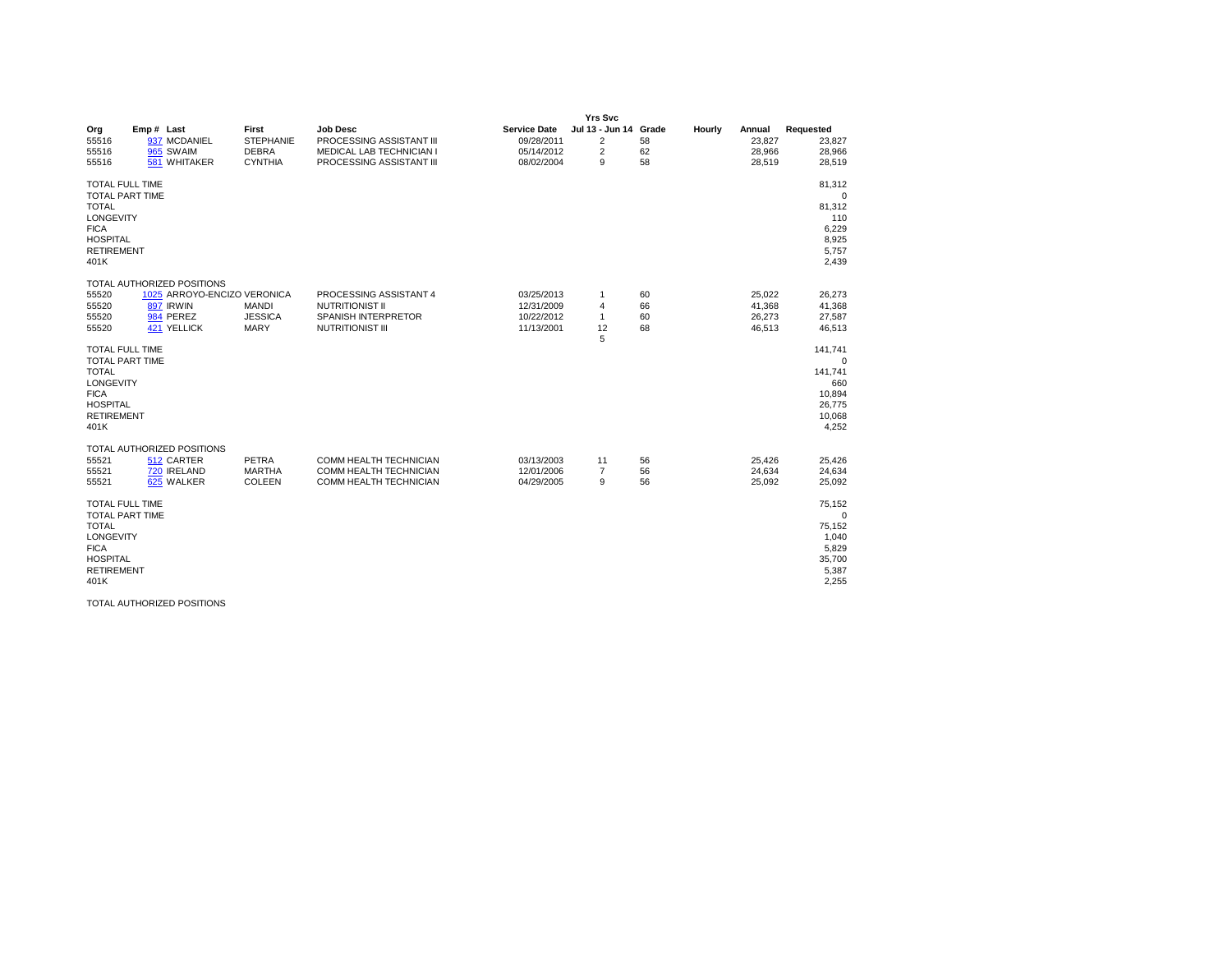| Org | Emp # | Last | First | Job Desc | Service Date | Yrs Svc Jul 13 - Jun 14 | Grade | Hourly | Annual | Requested |
|---|---|---|---|---|---|---|---|---|---|---|
| 55516 | 937 | MCDANIEL | STEPHANIE | PROCESSING ASSISTANT III | 09/28/2011 | 2 | 58 | | 23,827 | 23,827 |
| 55516 | 965 | SWAIM | DEBRA | MEDICAL LAB TECHNICIAN I | 05/14/2012 | 2 | 62 | | 28,966 | 28,966 |
| 55516 | 581 | WHITAKER | CYNTHIA | PROCESSING ASSISTANT III | 08/02/2004 | 9 | 58 | | 28,519 | 28,519 |
| TOTAL FULL TIME | | | | | | | | | | 81,312 |
| TOTAL PART TIME | | | | | | | | | | 0 |
| TOTAL | | | | | | | | | | 81,312 |
| LONGEVITY | | | | | | | | | | 110 |
| FICA | | | | | | | | | | 6,229 |
| HOSPITAL | | | | | | | | | | 8,925 |
| RETIREMENT | | | | | | | | | | 5,757 |
| 401K | | | | | | | | | | 2,439 |
| TOTAL AUTHORIZED POSITIONS | | | | | | | | | | |
| 55520 | 1025 | ARROYO-ENCIZO | VERONICA | PROCESSING ASSISTANT 4 | 03/25/2013 | 1 | 60 | | 25,022 | 26,273 |
| 55520 | 897 | IRWIN | MANDI | NUTRITIONIST II | 12/31/2009 | 4 | 66 | | 41,368 | 41,368 |
| 55520 | 984 | PEREZ | JESSICA | SPANISH INTERPRETOR | 10/22/2012 | 1 | 60 | | 26,273 | 27,587 |
| 55520 | 421 | YELLICK | MARY | NUTRITIONIST III | 11/13/2001 | 12 | 68 | | 46,513 | 46,513 |
| | | | | | | 5 | | | | |
| TOTAL FULL TIME | | | | | | | | | | 141,741 |
| TOTAL PART TIME | | | | | | | | | | 0 |
| TOTAL | | | | | | | | | | 141,741 |
| LONGEVITY | | | | | | | | | | 660 |
| FICA | | | | | | | | | | 10,894 |
| HOSPITAL | | | | | | | | | | 26,775 |
| RETIREMENT | | | | | | | | | | 10,068 |
| 401K | | | | | | | | | | 4,252 |
| TOTAL AUTHORIZED POSITIONS | | | | | | | | | | |
| 55521 | 512 | CARTER | PETRA | COMM HEALTH TECHNICIAN | 03/13/2003 | 11 | 56 | | 25,426 | 25,426 |
| 55521 | 720 | IRELAND | MARTHA | COMM HEALTH TECHNICIAN | 12/01/2006 | 7 | 56 | | 24,634 | 24,634 |
| 55521 | 625 | WALKER | COLEEN | COMM HEALTH TECHNICIAN | 04/29/2005 | 9 | 56 | | 25,092 | 25,092 |
| TOTAL FULL TIME | | | | | | | | | | 75,152 |
| TOTAL PART TIME | | | | | | | | | | 0 |
| TOTAL | | | | | | | | | | 75,152 |
| LONGEVITY | | | | | | | | | | 1,040 |
| FICA | | | | | | | | | | 5,829 |
| HOSPITAL | | | | | | | | | | 35,700 |
| RETIREMENT | | | | | | | | | | 5,387 |
| 401K | | | | | | | | | | 2,255 |
| TOTAL AUTHORIZED POSITIONS | | | | | | | | | | |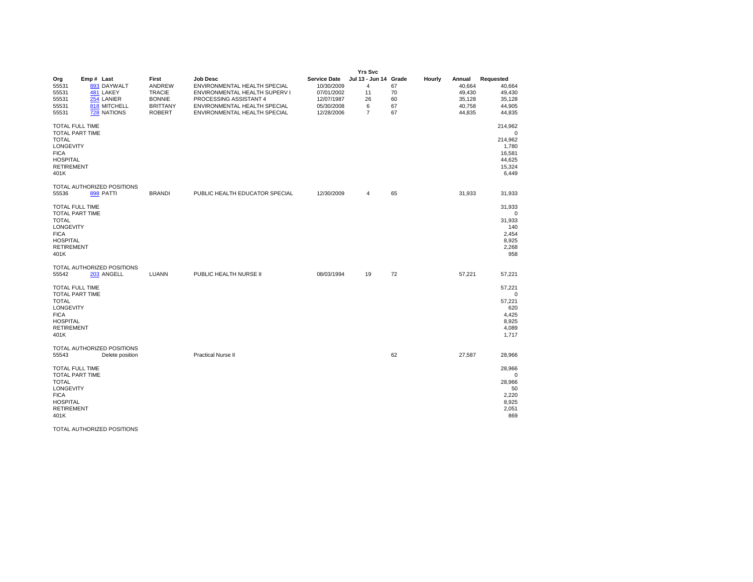| Org | Emp # | Last | First | Job Desc | Service Date | Yrs Svc Jul 13 - Jun 14 | Grade | Hourly | Annual | Requested |
|---|---|---|---|---|---|---|---|---|---|---|
| 55531 | 893 | DAYWALT | ANDREW | ENVIRONMENTAL HEALTH SPECIAL | 10/30/2009 | 4 | 67 | | 40,664 | 40,664 |
| 55531 | 481 | LAKEY | TRACIE | ENVIRONMENTAL HEALTH SUPERV I | 07/01/2002 | 11 | 70 | | 49,430 | 49,430 |
| 55531 | 254 | LANIER | BONNIE | PROCESSING ASSISTANT 4 | 12/07/1987 | 26 | 60 | | 35,128 | 35,128 |
| 55531 | 818 | MITCHELL | BRITTANY | ENVIRONMENTAL HEALTH SPECIAL | 05/30/2008 | 6 | 67 | | 40,758 | 44,905 |
| 55531 | 728 | NATIONS | ROBERT | ENVIRONMENTAL HEALTH SPECIAL | 12/28/2006 | 7 | 67 | | 44,835 | 44,835 |
| TOTAL FULL TIME | | | | | | | | | | 214,962 |
| TOTAL PART TIME | | | | | | | | | | 0 |
| TOTAL | | | | | | | | | | 214,962 |
| LONGEVITY | | | | | | | | | | 1,780 |
| FICA | | | | | | | | | | 16,581 |
| HOSPITAL | | | | | | | | | | 44,625 |
| RETIREMENT | | | | | | | | | | 15,324 |
| 401K | | | | | | | | | | 6,449 |
| TOTAL AUTHORIZED POSITIONS | | | | | | | | | | |
| 55536 | 898 | PATTI | BRANDI | PUBLIC HEALTH EDUCATOR SPECIAL | 12/30/2009 | 4 | 65 | | 31,933 | 31,933 |
| TOTAL FULL TIME | | | | | | | | | | 31,933 |
| TOTAL PART TIME | | | | | | | | | | 0 |
| TOTAL | | | | | | | | | | 31,933 |
| LONGEVITY | | | | | | | | | | 140 |
| FICA | | | | | | | | | | 2,454 |
| HOSPITAL | | | | | | | | | | 8,925 |
| RETIREMENT | | | | | | | | | | 2,268 |
| 401K | | | | | | | | | | 958 |
| TOTAL AUTHORIZED POSITIONS | | | | | | | | | | |
| 55542 | 203 | ANGELL | LUANN | PUBLIC HEALTH NURSE II | 08/03/1994 | 19 | 72 | | 57,221 | 57,221 |
| TOTAL FULL TIME | | | | | | | | | | 57,221 |
| TOTAL PART TIME | | | | | | | | | | 0 |
| TOTAL | | | | | | | | | | 57,221 |
| LONGEVITY | | | | | | | | | | 620 |
| FICA | | | | | | | | | | 4,425 |
| HOSPITAL | | | | | | | | | | 8,925 |
| RETIREMENT | | | | | | | | | | 4,089 |
| 401K | | | | | | | | | | 1,717 |
| TOTAL AUTHORIZED POSITIONS | | | | | | | | | | |
| 55543 | | Delete position | | Practical Nurse II | | | 62 | | 27,587 | 28,966 |
| TOTAL FULL TIME | | | | | | | | | | 28,966 |
| TOTAL PART TIME | | | | | | | | | | 0 |
| TOTAL | | | | | | | | | | 28,966 |
| LONGEVITY | | | | | | | | | | 50 |
| FICA | | | | | | | | | | 2,220 |
| HOSPITAL | | | | | | | | | | 8,925 |
| RETIREMENT | | | | | | | | | | 2,051 |
| 401K | | | | | | | | | | 869 |
| TOTAL AUTHORIZED POSITIONS | | | | | | | | | | |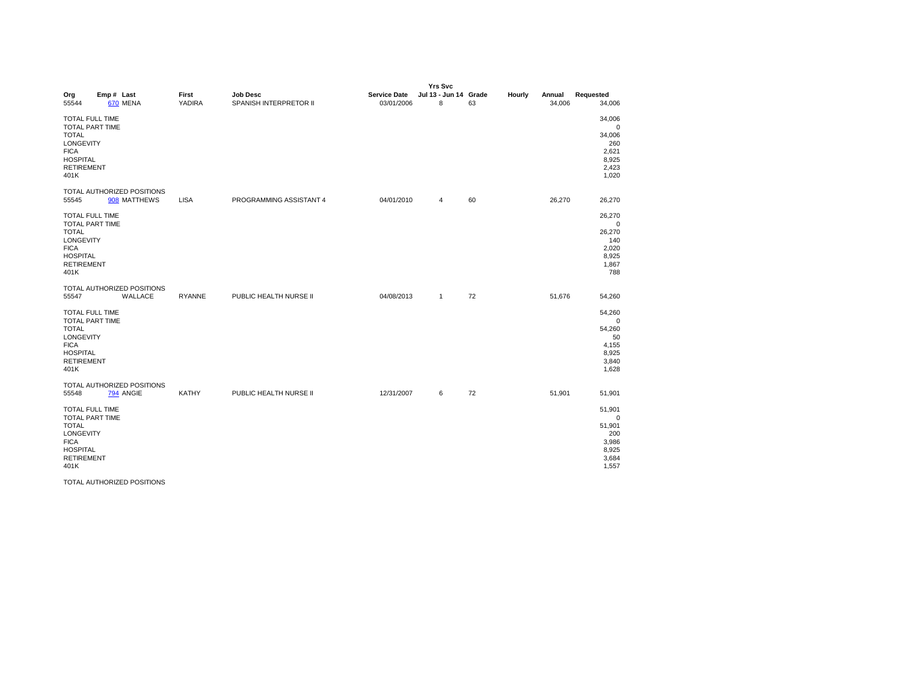| Org | Emp # | Last | First | Job Desc | Service Date | Yrs Svc Jul 13 - Jun 14 | Grade | Hourly | Annual | Requested |
|---|---|---|---|---|---|---|---|---|---|---|
| 55544 | 670 | MENA | YADIRA | SPANISH INTERPRETOR II | 03/01/2006 | 8 | 63 | | 34,006 | 34,006 |
| TOTAL FULL TIME | | | | | | | | | | 34,006 |
| TOTAL PART TIME | | | | | | | | | | 0 |
| TOTAL | | | | | | | | | | 34,006 |
| LONGEVITY | | | | | | | | | | 260 |
| FICA | | | | | | | | | | 2,621 |
| HOSPITAL | | | | | | | | | | 8,925 |
| RETIREMENT | | | | | | | | | | 2,423 |
| 401K | | | | | | | | | | 1,020 |
| TOTAL AUTHORIZED POSITIONS | | | | | | | | | | |
| 55545 | 908 | MATTHEWS | LISA | PROGRAMMING ASSISTANT 4 | 04/01/2010 | 4 | 60 | | 26,270 | 26,270 |
| TOTAL FULL TIME | | | | | | | | | | 26,270 |
| TOTAL PART TIME | | | | | | | | | | 0 |
| TOTAL | | | | | | | | | | 26,270 |
| LONGEVITY | | | | | | | | | | 140 |
| FICA | | | | | | | | | | 2,020 |
| HOSPITAL | | | | | | | | | | 8,925 |
| RETIREMENT | | | | | | | | | | 1,867 |
| 401K | | | | | | | | | | 788 |
| TOTAL AUTHORIZED POSITIONS | | | | | | | | | | |
| 55547 | | WALLACE | RYANNE | PUBLIC HEALTH NURSE II | 04/08/2013 | 1 | 72 | | 51,676 | 54,260 |
| TOTAL FULL TIME | | | | | | | | | | 54,260 |
| TOTAL PART TIME | | | | | | | | | | 0 |
| TOTAL | | | | | | | | | | 54,260 |
| LONGEVITY | | | | | | | | | | 50 |
| FICA | | | | | | | | | | 4,155 |
| HOSPITAL | | | | | | | | | | 8,925 |
| RETIREMENT | | | | | | | | | | 3,840 |
| 401K | | | | | | | | | | 1,628 |
| TOTAL AUTHORIZED POSITIONS | | | | | | | | | | |
| 55548 | 794 | ANGIE | KATHY | PUBLIC HEALTH NURSE II | 12/31/2007 | 6 | 72 | | 51,901 | 51,901 |
| TOTAL FULL TIME | | | | | | | | | | 51,901 |
| TOTAL PART TIME | | | | | | | | | | 0 |
| TOTAL | | | | | | | | | | 51,901 |
| LONGEVITY | | | | | | | | | | 200 |
| FICA | | | | | | | | | | 3,986 |
| HOSPITAL | | | | | | | | | | 8,925 |
| RETIREMENT | | | | | | | | | | 3,684 |
| 401K | | | | | | | | | | 1,557 |
| TOTAL AUTHORIZED POSITIONS | | | | | | | | | | |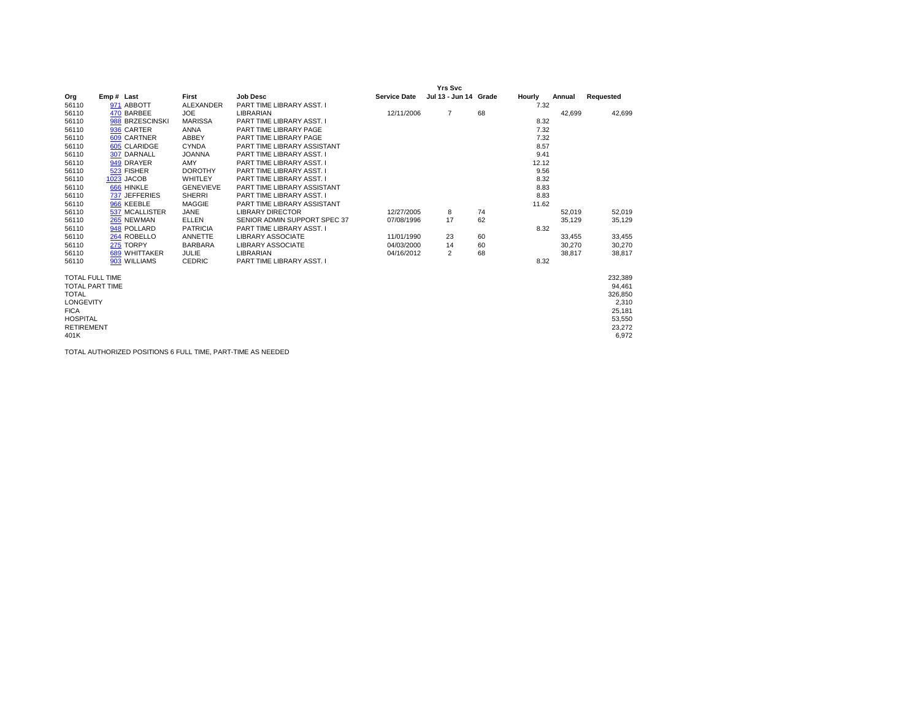| Org | Emp # | Last | First | Job Desc | Service Date | Yrs Svc Jul 13 - Jun 14 | Grade | Hourly | Annual | Requested |
|---|---|---|---|---|---|---|---|---|---|---|
| 56110 | 971 | ABBOTT | ALEXANDER | PART TIME LIBRARY ASST. I | | | | 7.32 | | |
| 56110 | 470 | BARBEE | JOE | LIBRARIAN | 12/11/2006 | 7 | 68 | | 42,699 | 42,699 |
| 56110 | 988 | BRZESCINSKI | MARISSA | PART TIME LIBRARY ASST. I | | | | 8.32 | | |
| 56110 | 936 | CARTER | ANNA | PART TIME LIBRARY PAGE | | | | 7.32 | | |
| 56110 | 609 | CARTNER | ABBEY | PART TIME LIBRARY PAGE | | | | 7.32 | | |
| 56110 | 605 | CLARIDGE | CYNDA | PART TIME LIBRARY ASSISTANT | | | | 8.57 | | |
| 56110 | 307 | DARNALL | JOANNA | PART TIME LIBRARY ASST. I | | | | 9.41 | | |
| 56110 | 949 | DRAYER | AMY | PART TIME LIBRARY ASST. I | | | | 12.12 | | |
| 56110 | 523 | FISHER | DOROTHY | PART TIME LIBRARY ASST. I | | | | 9.56 | | |
| 56110 | 1023 | JACOB | WHITLEY | PART TIME LIBRARY ASST. I | | | | 8.32 | | |
| 56110 | 666 | HINKLE | GENEVIEVE | PART TIME LIBRARY ASSISTANT | | | | 8.83 | | |
| 56110 | 737 | JEFFERIES | SHERRI | PART TIME LIBRARY ASST. I | | | | 8.83 | | |
| 56110 | 966 | KEEBLE | MAGGIE | PART TIME LIBRARY ASSISTANT | | | | 11.62 | | |
| 56110 | 537 | MCALLISTER | JANE | LIBRARY DIRECTOR | 12/27/2005 | 8 | 74 | | 52,019 | 52,019 |
| 56110 | 265 | NEWMAN | ELLEN | SENIOR ADMIN SUPPORT SPEC 37 | 07/08/1996 | 17 | 62 | | 35,129 | 35,129 |
| 56110 | 948 | POLLARD | PATRICIA | PART TIME LIBRARY ASST. I | | | | 8.32 | | |
| 56110 | 264 | ROBELLO | ANNETTE | LIBRARY ASSOCIATE | 11/01/1990 | 23 | 60 | | 33,455 | 33,455 |
| 56110 | 275 | TORPY | BARBARA | LIBRARY ASSOCIATE | 04/03/2000 | 14 | 60 | | 30,270 | 30,270 |
| 56110 | 689 | WHITTAKER | JULIE | LIBRARIAN | 04/16/2012 | 2 | 68 | | 38,817 | 38,817 |
| 56110 | 903 | WILLIAMS | CEDRIC | PART TIME LIBRARY ASST. I | | | | 8.32 | | |

| | |
|---|---|
| TOTAL FULL TIME | 232,389 |
| TOTAL PART TIME | 94,461 |
| TOTAL | 326,850 |
| LONGEVITY | 2,310 |
| FICA | 25,181 |
| HOSPITAL | 53,550 |
| RETIREMENT | 23,272 |
| 401K | 6,972 |

TOTAL AUTHORIZED POSITIONS 6 FULL TIME, PART-TIME AS NEEDED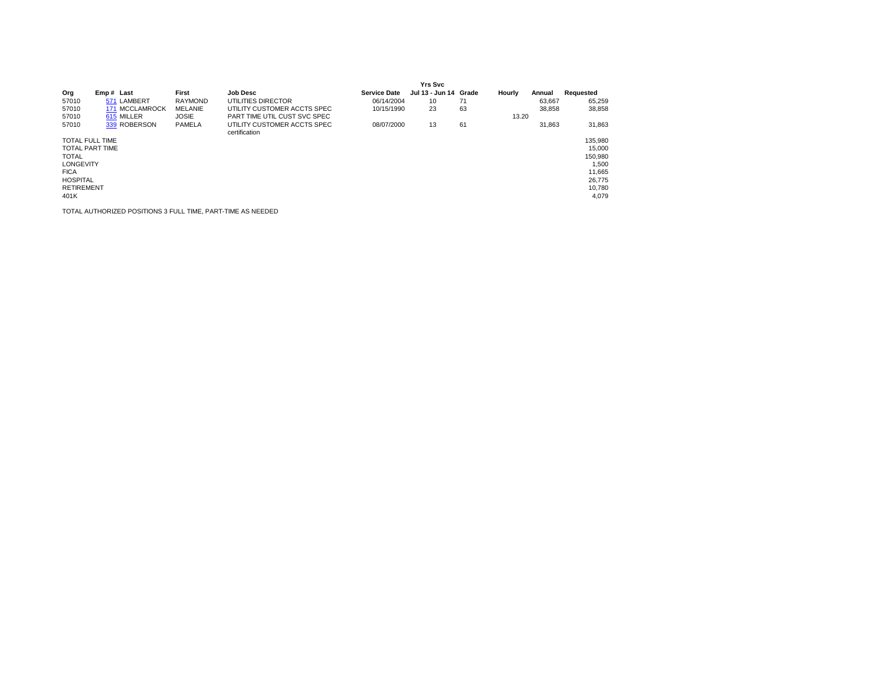| Org | Emp # | Last | First | Job Desc | Service Date | Yrs Svc Jul 13 - Jun 14 | Grade | Hourly | Annual | Requested |
|---|---|---|---|---|---|---|---|---|---|---|
| 57010 | 571 | LAMBERT | RAYMOND | UTILITIES DIRECTOR | 06/14/2004 | 10 | 71 | | 63,667 | 65,259 |
| 57010 | 171 | MCCLAMROCK | MELANIE | UTILITY CUSTOMER ACCTS SPEC | 10/15/1990 | 23 | 63 | | 38,858 | 38,858 |
| 57010 | 615 | MILLER | JOSIE | PART TIME UTIL CUST SVC SPEC | | | | 13.20 | | |
| 57010 | 339 | ROBERSON | PAMELA | UTILITY CUSTOMER ACCTS SPEC certification | 08/07/2000 | 13 | 61 | | 31,863 | 31,863 |
| TOTAL FULL TIME | | | | | | | | | | 135,980 |
| TOTAL PART TIME | | | | | | | | | | 15,000 |
| TOTAL | | | | | | | | | | 150,980 |
| LONGEVITY | | | | | | | | | | 1,500 |
| FICA | | | | | | | | | | 11,665 |
| HOSPITAL | | | | | | | | | | 26,775 |
| RETIREMENT | | | | | | | | | | 10,780 |
| 401K | | | | | | | | | | 4,079 |

TOTAL AUTHORIZED POSITIONS 3 FULL TIME, PART-TIME AS NEEDED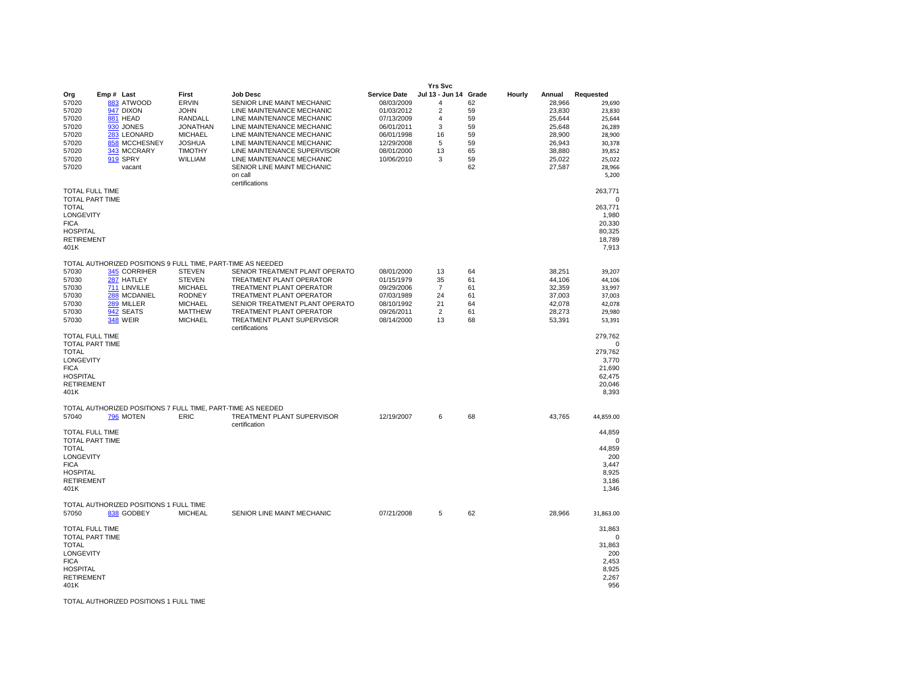| Org | Emp # | Last | First | Job Desc | Service Date | Yrs Svc Jul 13 - Jun 14 | Grade | Hourly | Annual | Requested |
|---|---|---|---|---|---|---|---|---|---|---|
| 57020 | 883 | ATWOOD | ERVIN | SENIOR LINE MAINT MECHANIC | 08/03/2009 | 4 | 62 | | 28,966 | 29,690 |
| 57020 | 947 | DIXON | JOHN | LINE MAINTENANCE MECHANIC | 01/03/2012 | 2 | 59 | | 23,830 | 23,830 |
| 57020 | 881 | HEAD | RANDALL | LINE MAINTENANCE MECHANIC | 07/13/2009 | 4 | 59 | | 25,644 | 25,644 |
| 57020 | 930 | JONES | JONATHAN | LINE MAINTENANCE MECHANIC | 06/01/2011 | 3 | 59 | | 25,648 | 26,289 |
| 57020 | 283 | LEONARD | MICHAEL | LINE MAINTENANCE MECHANIC | 06/01/1998 | 16 | 59 | | 28,900 | 28,900 |
| 57020 | 858 | MCCHESNEY | JOSHUA | LINE MAINTENANCE MECHANIC | 12/29/2008 | 5 | 59 | | 26,943 | 30,378 |
| 57020 | 343 | MCCRARY | TIMOTHY | LINE MAINTENANCE SUPERVISOR | 08/01/2000 | 13 | 65 | | 38,880 | 39,852 |
| 57020 | 919 | SPRY | WILLIAM | LINE MAINTENANCE MECHANIC | 10/06/2010 | 3 | 59 | | 25,022 | 25,022 |
| 57020 | | vacant | | SENIOR LINE MAINT MECHANIC | | | 62 | | 27,587 | 28,966 |
| | | | | on call | | | | | | 5,200 |
| | | | | certifications | | | | | | |
| TOTAL FULL TIME | | | | | | | | | | 263,771 |
| TOTAL PART TIME | | | | | | | | | | 0 |
| TOTAL | | | | | | | | | | 263,771 |
| LONGEVITY | | | | | | | | | | 1,980 |
| FICA | | | | | | | | | | 20,330 |
| HOSPITAL | | | | | | | | | | 80,325 |
| RETIREMENT | | | | | | | | | | 18,789 |
| 401K | | | | | | | | | | 7,913 |
| TOTAL AUTHORIZED POSITIONS 9 FULL TIME, PART-TIME AS NEEDED | | | | | | | | | | |
| 57030 | 345 | CORRIHER | STEVEN | SENIOR TREATMENT PLANT OPERATO | 08/01/2000 | 13 | 64 | | 38,251 | 39,207 |
| 57030 | 287 | HATLEY | STEVEN | TREATMENT PLANT OPERATOR | 01/15/1979 | 35 | 61 | | 44,106 | 44,106 |
| 57030 | 711 | LINVILLE | MICHAEL | TREATMENT PLANT OPERATOR | 09/29/2006 | 7 | 61 | | 32,359 | 33,997 |
| 57030 | 288 | MCDANIEL | RODNEY | TREATMENT PLANT OPERATOR | 07/03/1989 | 24 | 61 | | 37,003 | 37,003 |
| 57030 | 289 | MILLER | MICHAEL | SENIOR TREATMENT PLANT OPERATO | 08/10/1992 | 21 | 64 | | 42,078 | 42,078 |
| 57030 | 942 | SEATS | MATTHEW | TREATMENT PLANT OPERATOR | 09/26/2011 | 2 | 61 | | 28,273 | 29,980 |
| 57030 | 348 | WEIR | MICHAEL | TREATMENT PLANT SUPERVISOR | 08/14/2000 | 13 | 68 | | 53,391 | 53,391 |
| | | | | certifications | | | | | | |
| TOTAL FULL TIME | | | | | | | | | | 279,762 |
| TOTAL PART TIME | | | | | | | | | | 0 |
| TOTAL | | | | | | | | | | 279,762 |
| LONGEVITY | | | | | | | | | | 3,770 |
| FICA | | | | | | | | | | 21,690 |
| HOSPITAL | | | | | | | | | | 62,475 |
| RETIREMENT | | | | | | | | | | 20,046 |
| 401K | | | | | | | | | | 8,393 |
| TOTAL AUTHORIZED POSITIONS 7 FULL TIME, PART-TIME AS NEEDED | | | | | | | | | | |
| 57040 | 796 | MOTEN | ERIC | TREATMENT PLANT SUPERVISOR | 12/19/2007 | 6 | 68 | | 43,765 | 44,859.00 |
| | | | | certification | | | | | | |
| TOTAL FULL TIME | | | | | | | | | | 44,859 |
| TOTAL PART TIME | | | | | | | | | | 0 |
| TOTAL | | | | | | | | | | 44,859 |
| LONGEVITY | | | | | | | | | | 200 |
| FICA | | | | | | | | | | 3,447 |
| HOSPITAL | | | | | | | | | | 8,925 |
| RETIREMENT | | | | | | | | | | 3,186 |
| 401K | | | | | | | | | | 1,346 |
| TOTAL AUTHORIZED POSITIONS 1 FULL TIME | | | | | | | | | | |
| 57050 | 838 | GODBEY | MICHEAL | SENIOR LINE MAINT MECHANIC | 07/21/2008 | 5 | 62 | | 28,966 | 31,863.00 |
| TOTAL FULL TIME | | | | | | | | | | 31,863 |
| TOTAL PART TIME | | | | | | | | | | 0 |
| TOTAL | | | | | | | | | | 31,863 |
| LONGEVITY | | | | | | | | | | 200 |
| FICA | | | | | | | | | | 2,453 |
| HOSPITAL | | | | | | | | | | 8,925 |
| RETIREMENT | | | | | | | | | | 2,267 |
| 401K | | | | | | | | | | 956 |

TOTAL AUTHORIZED POSITIONS 1 FULL TIME